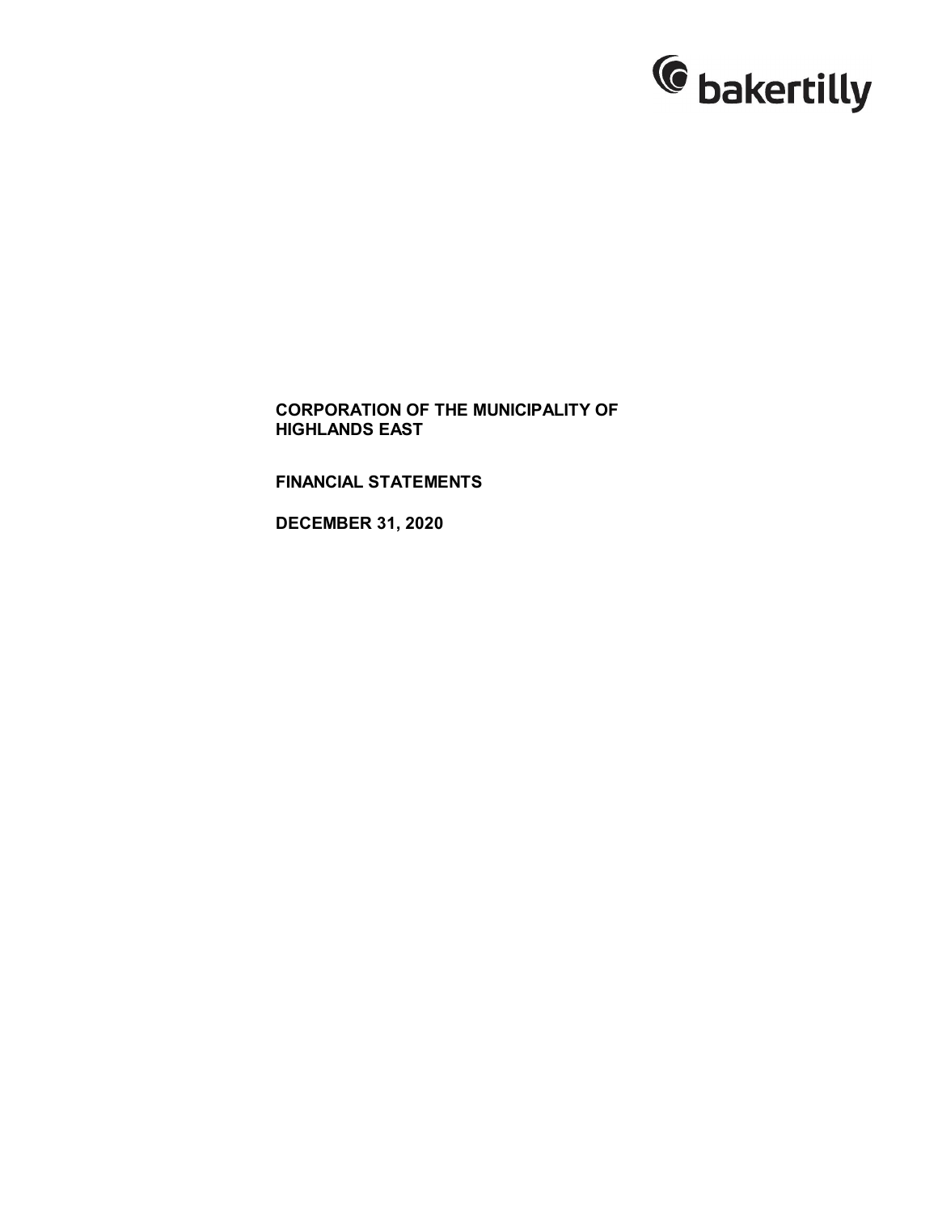bakertilly

**CORPORATION OF THE MUNICIPALITY OF HIGHLANDS EAST**

**FINANCIAL STATEMENTS**

**DECEMBER 31, 2020**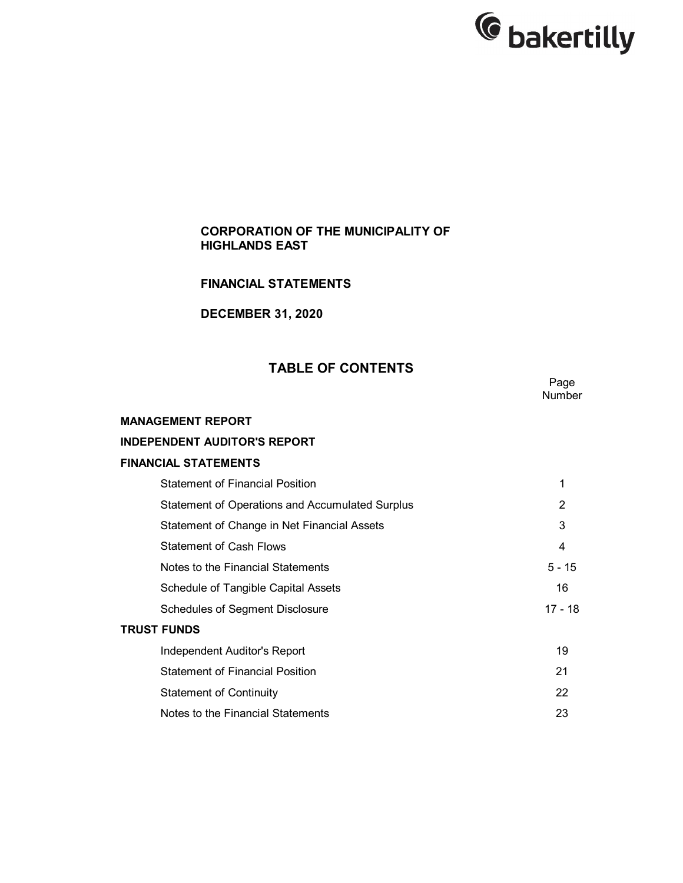**CORPORATION OF THE MUNICIPALITY OF HIGHLANDS EAST**

**FINANCIAL STATEMENTS**

**DECEMBER 31, 2020**

## TABLE OF CONTENTS

| | Page Number |
|---|---|
| **MANAGEMENT REPORT** | |
| **INDEPENDENT AUDITOR'S REPORT** | |
| **FINANCIAL STATEMENTS** | |
| Statement of Financial Position | 1 |
| Statement of Operations and Accumulated Surplus | 2 |
| Statement of Change in Net Financial Assets | 3 |
| Statement of Cash Flows | 4 |
| Notes to the Financial Statements | 5 - 15 |
| Schedule of Tangible Capital Assets | 16 |
| Schedules of Segment Disclosure | 17 - 18 |
| **TRUST FUNDS** | |
| Independent Auditor's Report | 19 |
| Statement of Financial Position | 21 |
| Statement of Continuity | 22 |
| Notes to the Financial Statements | 23 |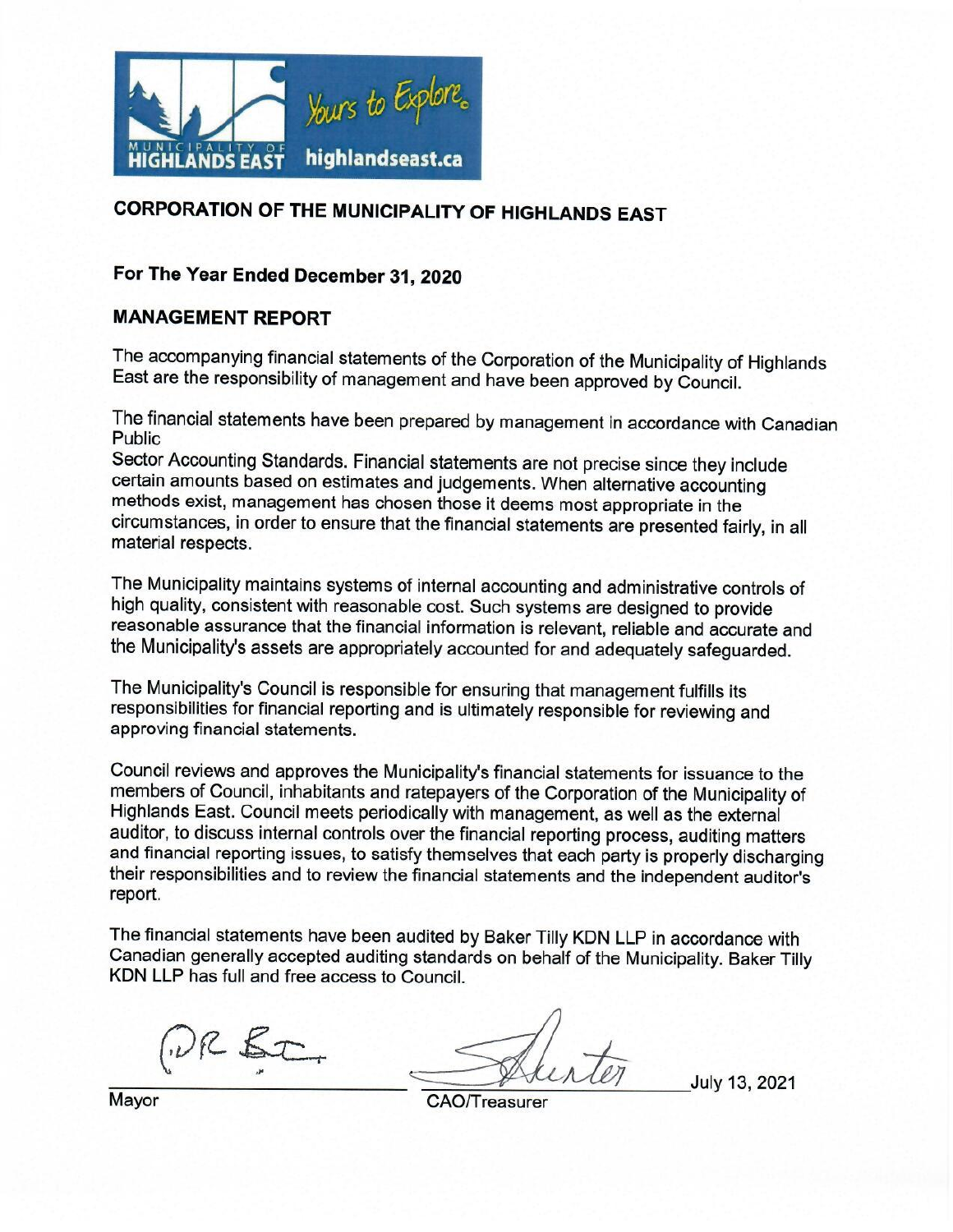MUNICIPALITY OF HIGHLANDS EAST — Yours to Explore. — highlandseast.ca

## CORPORATION OF THE MUNICIPALITY OF HIGHLANDS EAST

### For The Year Ended December 31, 2020

### MANAGEMENT REPORT

The accompanying financial statements of the Corporation of the Municipality of Highlands East are the responsibility of management and have been approved by Council.

The financial statements have been prepared by management in accordance with Canadian Public Sector Accounting Standards. Financial statements are not precise since they include certain amounts based on estimates and judgements. When alternative accounting methods exist, management has chosen those it deems most appropriate in the circumstances, in order to ensure that the financial statements are presented fairly, in all material respects.

The Municipality maintains systems of internal accounting and administrative controls of high quality, consistent with reasonable cost. Such systems are designed to provide reasonable assurance that the financial information is relevant, reliable and accurate and the Municipality's assets are appropriately accounted for and adequately safeguarded.

The Municipality's Council is responsible for ensuring that management fulfills its responsibilities for financial reporting and is ultimately responsible for reviewing and approving financial statements.

Council reviews and approves the Municipality's financial statements for issuance to the members of Council, inhabitants and ratepayers of the Corporation of the Municipality of Highlands East. Council meets periodically with management, as well as the external auditor, to discuss internal controls over the financial reporting process, auditing matters and financial reporting issues, to satisfy themselves that each party is properly discharging their responsibilities and to review the financial statements and the independent auditor's report.

The financial statements have been audited by Baker Tilly KDN LLP in accordance with Canadian generally accepted auditing standards on behalf of the Municipality. Baker Tilly KDN LLP has full and free access to Council.

Mayor

CAO/Treasurer

July 13, 2021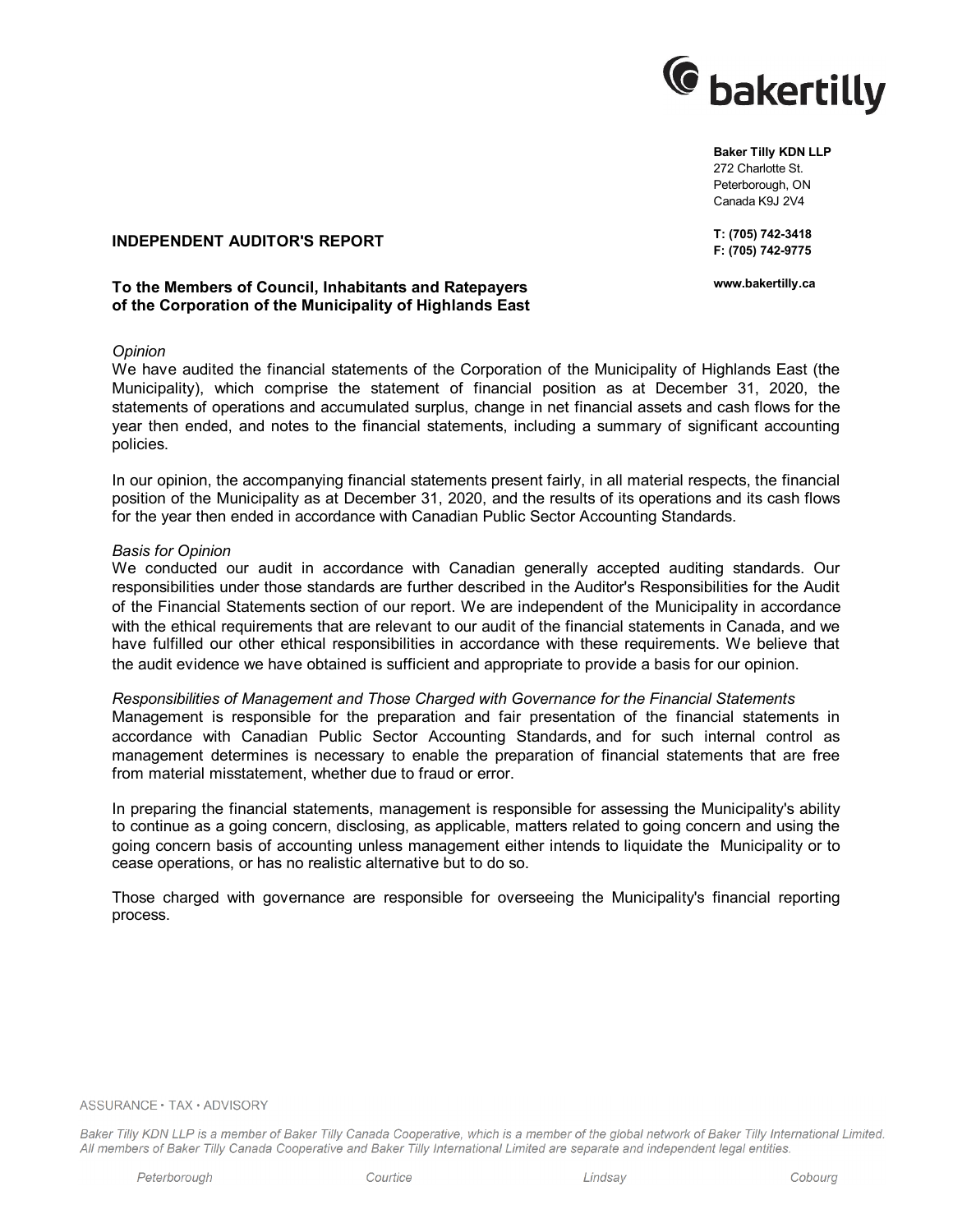**Baker Tilly KDN LLP**
272 Charlotte St.
Peterborough, ON
Canada K9J 2V4

**T: (705) 742-3418**
**F: (705) 742-9775**

**www.bakertilly.ca**

## INDEPENDENT AUDITOR'S REPORT

**To the Members of Council, Inhabitants and Ratepayers of the Corporation of the Municipality of Highlands East**

*Opinion*

We have audited the financial statements of the Corporation of the Municipality of Highlands East (the Municipality), which comprise the statement of financial position as at December 31, 2020, the statements of operations and accumulated surplus, change in net financial assets and cash flows for the year then ended, and notes to the financial statements, including a summary of significant accounting policies.

In our opinion, the accompanying financial statements present fairly, in all material respects, the financial position of the Municipality as at December 31, 2020, and the results of its operations and its cash flows for the year then ended in accordance with Canadian Public Sector Accounting Standards.

*Basis for Opinion*

We conducted our audit in accordance with Canadian generally accepted auditing standards. Our responsibilities under those standards are further described in the Auditor's Responsibilities for the Audit of the Financial Statements section of our report. We are independent of the Municipality in accordance with the ethical requirements that are relevant to our audit of the financial statements in Canada, and we have fulfilled our other ethical responsibilities in accordance with these requirements. We believe that the audit evidence we have obtained is sufficient and appropriate to provide a basis for our opinion.

*Responsibilities of Management and Those Charged with Governance for the Financial Statements*

Management is responsible for the preparation and fair presentation of the financial statements in accordance with Canadian Public Sector Accounting Standards, and for such internal control as management determines is necessary to enable the preparation of financial statements that are free from material misstatement, whether due to fraud or error.

In preparing the financial statements, management is responsible for assessing the Municipality's ability to continue as a going concern, disclosing, as applicable, matters related to going concern and using the going concern basis of accounting unless management either intends to liquidate the Municipality or to cease operations, or has no realistic alternative but to do so.

Those charged with governance are responsible for overseeing the Municipality's financial reporting process.

ASSURANCE • TAX • ADVISORY

*Baker Tilly KDN LLP is a member of Baker Tilly Canada Cooperative, which is a member of the global network of Baker Tilly International Limited. All members of Baker Tilly Canada Cooperative and Baker Tilly International Limited are separate and independent legal entities.*

*Peterborough* *Courtice* *Lindsay* *Cobourg*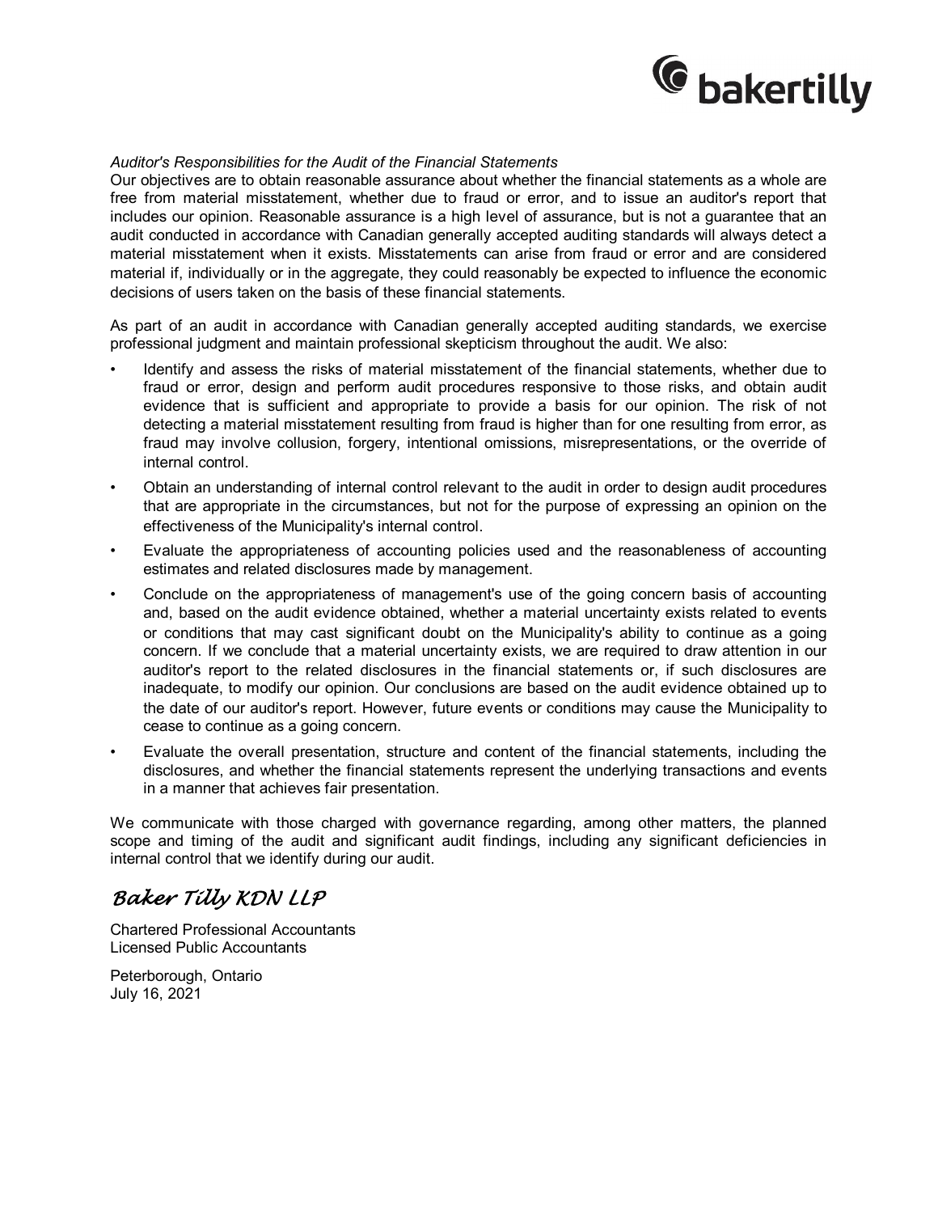*Auditor's Responsibilities for the Audit of the Financial Statements*

Our objectives are to obtain reasonable assurance about whether the financial statements as a whole are free from material misstatement, whether due to fraud or error, and to issue an auditor's report that includes our opinion. Reasonable assurance is a high level of assurance, but is not a guarantee that an audit conducted in accordance with Canadian generally accepted auditing standards will always detect a material misstatement when it exists. Misstatements can arise from fraud or error and are considered material if, individually or in the aggregate, they could reasonably be expected to influence the economic decisions of users taken on the basis of these financial statements.

As part of an audit in accordance with Canadian generally accepted auditing standards, we exercise professional judgment and maintain professional skepticism throughout the audit. We also:

- Identify and assess the risks of material misstatement of the financial statements, whether due to fraud or error, design and perform audit procedures responsive to those risks, and obtain audit evidence that is sufficient and appropriate to provide a basis for our opinion. The risk of not detecting a material misstatement resulting from fraud is higher than for one resulting from error, as fraud may involve collusion, forgery, intentional omissions, misrepresentations, or the override of internal control.
- Obtain an understanding of internal control relevant to the audit in order to design audit procedures that are appropriate in the circumstances, but not for the purpose of expressing an opinion on the effectiveness of the Municipality's internal control.
- Evaluate the appropriateness of accounting policies used and the reasonableness of accounting estimates and related disclosures made by management.
- Conclude on the appropriateness of management's use of the going concern basis of accounting and, based on the audit evidence obtained, whether a material uncertainty exists related to events or conditions that may cast significant doubt on the Municipality's ability to continue as a going concern. If we conclude that a material uncertainty exists, we are required to draw attention in our auditor's report to the related disclosures in the financial statements or, if such disclosures are inadequate, to modify our opinion. Our conclusions are based on the audit evidence obtained up to the date of our auditor's report. However, future events or conditions may cause the Municipality to cease to continue as a going concern.
- Evaluate the overall presentation, structure and content of the financial statements, including the disclosures, and whether the financial statements represent the underlying transactions and events in a manner that achieves fair presentation.

We communicate with those charged with governance regarding, among other matters, the planned scope and timing of the audit and significant audit findings, including any significant deficiencies in internal control that we identify during our audit.

*Baker Tilly KDN LLP*

Chartered Professional Accountants
Licensed Public Accountants

Peterborough, Ontario
July 16, 2021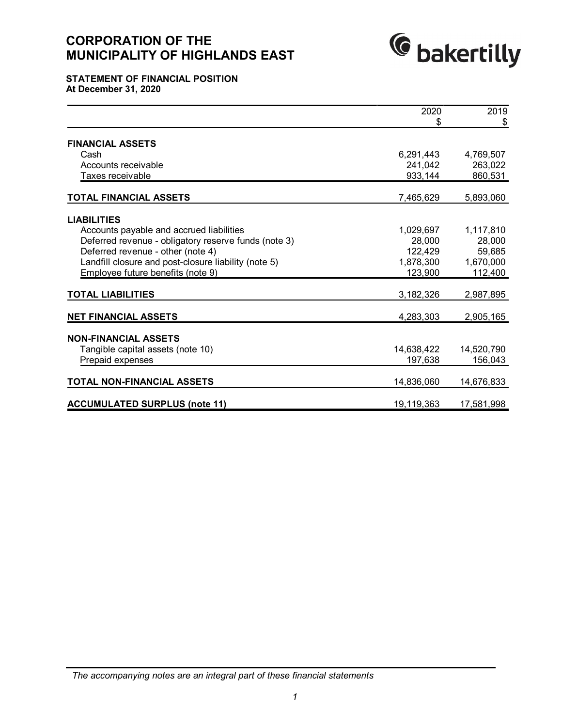# CORPORATION OF THE MUNICIPALITY OF HIGHLANDS EAST

## STATEMENT OF FINANCIAL POSITION
**At December 31, 2020**

| | 2020<br>$ | 2019<br>$ |
|---|---|---|
| **FINANCIAL ASSETS** | | |
| Cash | 6,291,443 | 4,769,507 |
| Accounts receivable | 241,042 | 263,022 |
| Taxes receivable | 933,144 | 860,531 |
| **TOTAL FINANCIAL ASSETS** | 7,465,629 | 5,893,060 |
| **LIABILITIES** | | |
| Accounts payable and accrued liabilities | 1,029,697 | 1,117,810 |
| Deferred revenue - obligatory reserve funds (note 3) | 28,000 | 28,000 |
| Deferred revenue - other (note 4) | 122,429 | 59,685 |
| Landfill closure and post-closure liability (note 5) | 1,878,300 | 1,670,000 |
| Employee future benefits (note 9) | 123,900 | 112,400 |
| **TOTAL LIABILITIES** | 3,182,326 | 2,987,895 |
| **NET FINANCIAL ASSETS** | 4,283,303 | 2,905,165 |
| **NON-FINANCIAL ASSETS** | | |
| Tangible capital assets (note 10) | 14,638,422 | 14,520,790 |
| Prepaid expenses | 197,638 | 156,043 |
| **TOTAL NON-FINANCIAL ASSETS** | 14,836,060 | 14,676,833 |
| **ACCUMULATED SURPLUS (note 11)** | 19,119,363 | 17,581,998 |

*The accompanying notes are an integral part of these financial statements*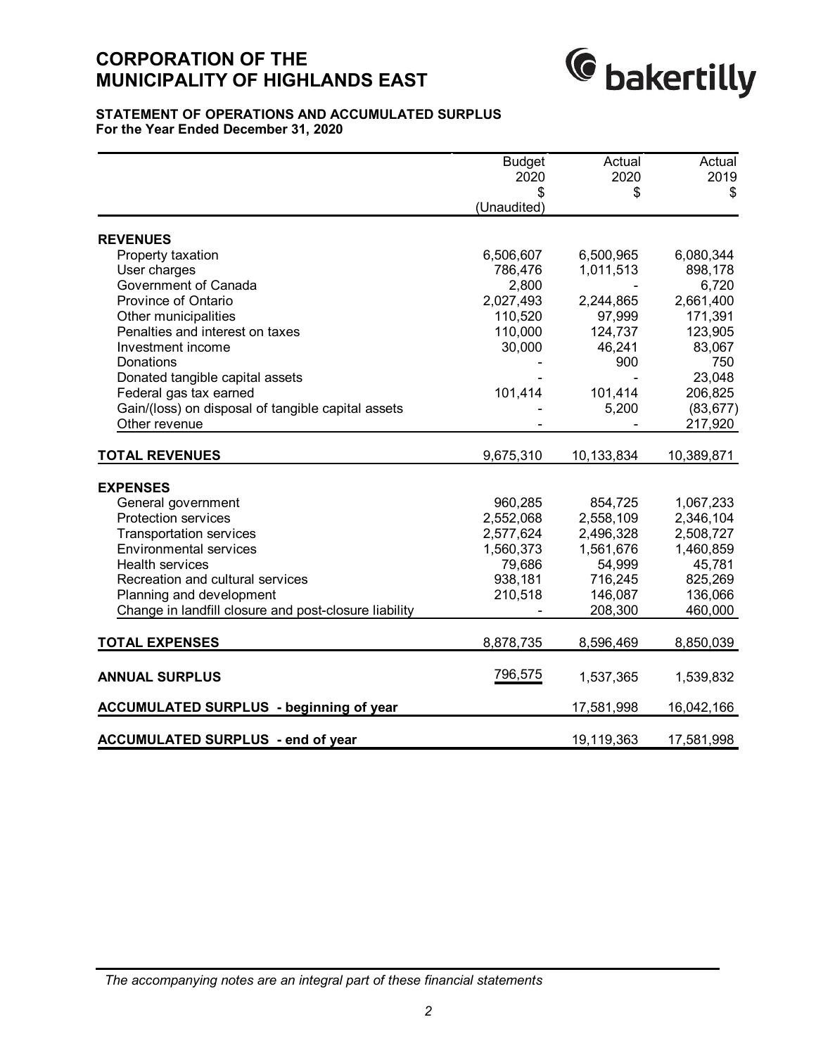# CORPORATION OF THE MUNICIPALITY OF HIGHLANDS EAST

## STATEMENT OF OPERATIONS AND ACCUMULATED SURPLUS

**For the Year Ended December 31, 2020**

| | Budget 2020 $ (Unaudited) | Actual 2020 $ | Actual 2019 $ |
|---|---|---|---|
| **REVENUES** | | | |
| Property taxation | 6,506,607 | 6,500,965 | 6,080,344 |
| User charges | 786,476 | 1,011,513 | 898,178 |
| Government of Canada | 2,800 | - | 6,720 |
| Province of Ontario | 2,027,493 | 2,244,865 | 2,661,400 |
| Other municipalities | 110,520 | 97,999 | 171,391 |
| Penalties and interest on taxes | 110,000 | 124,737 | 123,905 |
| Investment income | 30,000 | 46,241 | 83,067 |
| Donations | - | 900 | 750 |
| Donated tangible capital assets | - | - | 23,048 |
| Federal gas tax earned | 101,414 | 101,414 | 206,825 |
| Gain/(loss) on disposal of tangible capital assets | - | 5,200 | (83,677) |
| Other revenue | - | - | 217,920 |
| **TOTAL REVENUES** | 9,675,310 | 10,133,834 | 10,389,871 |
| **EXPENSES** | | | |
| General government | 960,285 | 854,725 | 1,067,233 |
| Protection services | 2,552,068 | 2,558,109 | 2,346,104 |
| Transportation services | 2,577,624 | 2,496,328 | 2,508,727 |
| Environmental services | 1,560,373 | 1,561,676 | 1,460,859 |
| Health services | 79,686 | 54,999 | 45,781 |
| Recreation and cultural services | 938,181 | 716,245 | 825,269 |
| Planning and development | 210,518 | 146,087 | 136,066 |
| Change in landfill closure and post-closure liability | - | 208,300 | 460,000 |
| **TOTAL EXPENSES** | 8,878,735 | 8,596,469 | 8,850,039 |
| **ANNUAL SURPLUS** | 796,575 | 1,537,365 | 1,539,832 |
| **ACCUMULATED SURPLUS - beginning of year** | | 17,581,998 | 16,042,166 |
| **ACCUMULATED SURPLUS - end of year** | | 19,119,363 | 17,581,998 |

*The accompanying notes are an integral part of these financial statements*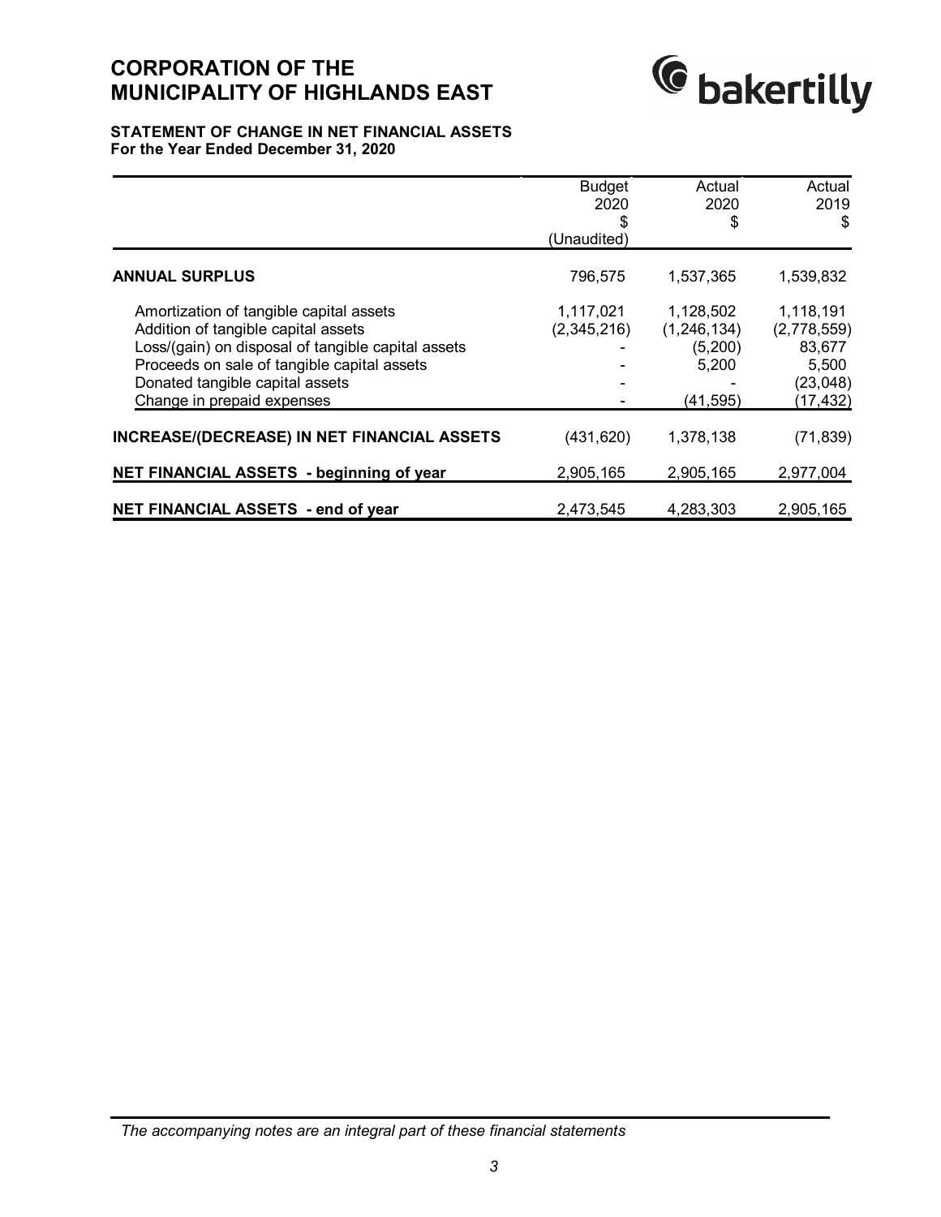# CORPORATION OF THE MUNICIPALITY OF HIGHLANDS EAST

## STATEMENT OF CHANGE IN NET FINANCIAL ASSETS
**For the Year Ended December 31, 2020**

| | Budget 2020 $ (Unaudited) | Actual 2020 $ | Actual 2019 $ |
|---|---|---|---|
| **ANNUAL SURPLUS** | 796,575 | 1,537,365 | 1,539,832 |
| Amortization of tangible capital assets | 1,117,021 | 1,128,502 | 1,118,191 |
| Addition of tangible capital assets | (2,345,216) | (1,246,134) | (2,778,559) |
| Loss/(gain) on disposal of tangible capital assets | - | (5,200) | 83,677 |
| Proceeds on sale of tangible capital assets | - | 5,200 | 5,500 |
| Donated tangible capital assets | - | - | (23,048) |
| Change in prepaid expenses | - | (41,595) | (17,432) |
| **INCREASE/(DECREASE) IN NET FINANCIAL ASSETS** | (431,620) | 1,378,138 | (71,839) |
| **NET FINANCIAL ASSETS - beginning of year** | 2,905,165 | 2,905,165 | 2,977,004 |
| **NET FINANCIAL ASSETS - end of year** | 2,473,545 | 4,283,303 | 2,905,165 |

*The accompanying notes are an integral part of these financial statements*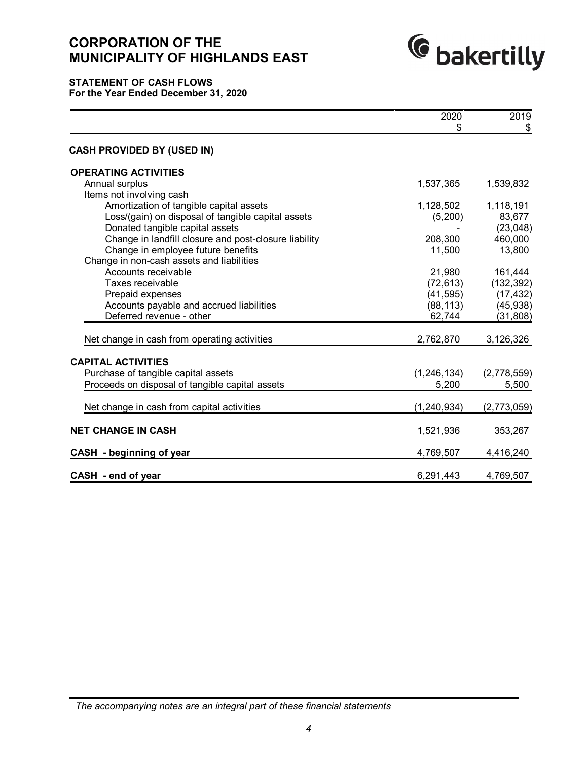# CORPORATION OF THE MUNICIPALITY OF HIGHLANDS EAST

## STATEMENT OF CASH FLOWS

**For the Year Ended December 31, 2020**

| | 2020 $ | 2019 $ |
|---|---|---|
| **CASH PROVIDED BY (USED IN)** | | |
| **OPERATING ACTIVITIES** | | |
| Annual surplus | 1,537,365 | 1,539,832 |
| Items not involving cash | | |
| Amortization of tangible capital assets | 1,128,502 | 1,118,191 |
| Loss/(gain) on disposal of tangible capital assets | (5,200) | 83,677 |
| Donated tangible capital assets | - | (23,048) |
| Change in landfill closure and post-closure liability | 208,300 | 460,000 |
| Change in employee future benefits | 11,500 | 13,800 |
| Change in non-cash assets and liabilities | | |
| Accounts receivable | 21,980 | 161,444 |
| Taxes receivable | (72,613) | (132,392) |
| Prepaid expenses | (41,595) | (17,432) |
| Accounts payable and accrued liabilities | (88,113) | (45,938) |
| Deferred revenue - other | 62,744 | (31,808) |
| Net change in cash from operating activities | 2,762,870 | 3,126,326 |
| **CAPITAL ACTIVITIES** | | |
| Purchase of tangible capital assets | (1,246,134) | (2,778,559) |
| Proceeds on disposal of tangible capital assets | 5,200 | 5,500 |
| Net change in cash from capital activities | (1,240,934) | (2,773,059) |
| **NET CHANGE IN CASH** | 1,521,936 | 353,267 |
| **CASH - beginning of year** | 4,769,507 | 4,416,240 |
| **CASH - end of year** | 6,291,443 | 4,769,507 |

*The accompanying notes are an integral part of these financial statements*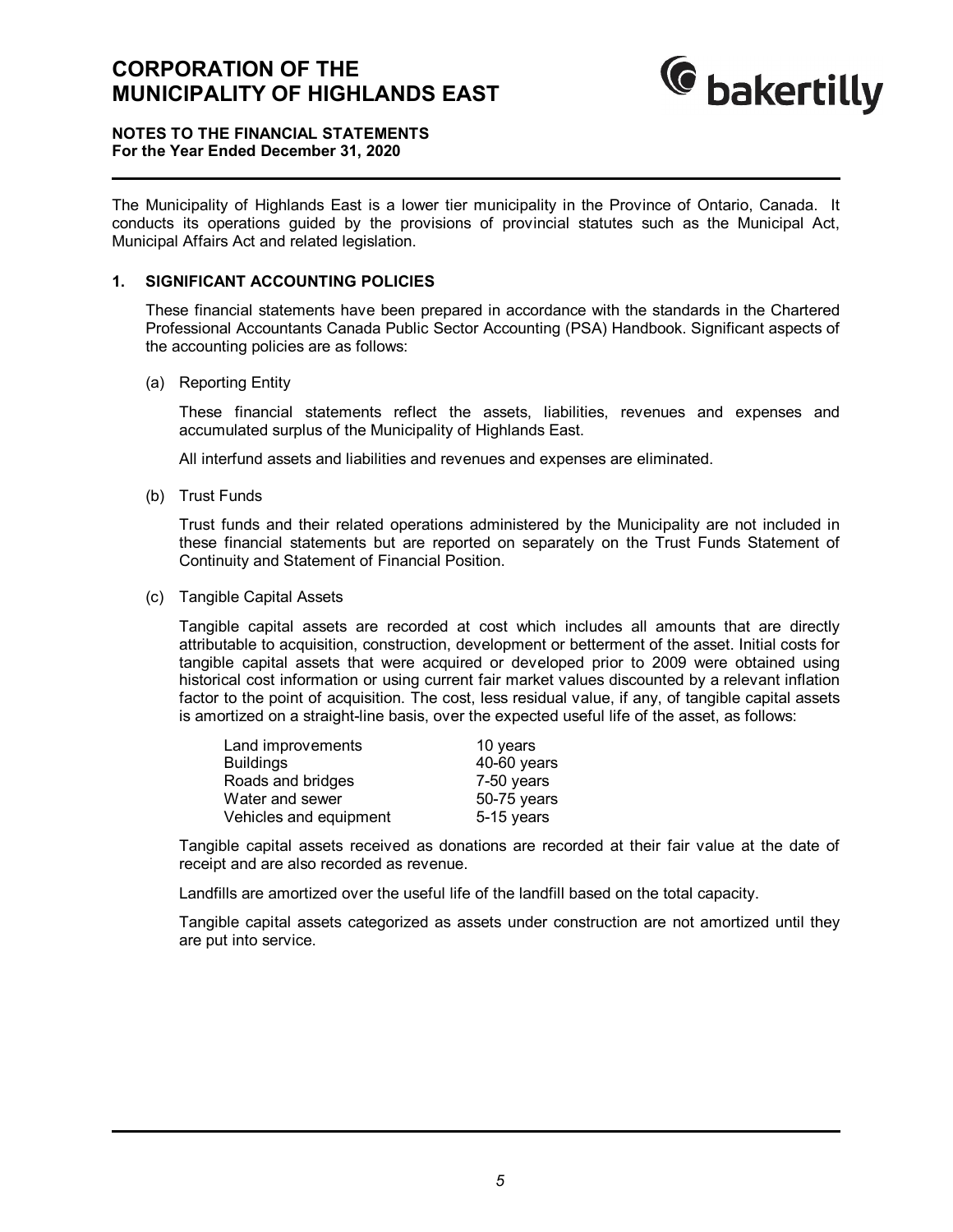# CORPORATION OF THE MUNICIPALITY OF HIGHLANDS EAST

**NOTES TO THE FINANCIAL STATEMENTS**
**For the Year Ended December 31, 2020**

The Municipality of Highlands East is a lower tier municipality in the Province of Ontario, Canada. It conducts its operations guided by the provisions of provincial statutes such as the Municipal Act, Municipal Affairs Act and related legislation.

## 1. SIGNIFICANT ACCOUNTING POLICIES

These financial statements have been prepared in accordance with the standards in the Chartered Professional Accountants Canada Public Sector Accounting (PSA) Handbook. Significant aspects of the accounting policies are as follows:

(a) Reporting Entity

These financial statements reflect the assets, liabilities, revenues and expenses and accumulated surplus of the Municipality of Highlands East.

All interfund assets and liabilities and revenues and expenses are eliminated.

(b) Trust Funds

Trust funds and their related operations administered by the Municipality are not included in these financial statements but are reported on separately on the Trust Funds Statement of Continuity and Statement of Financial Position.

(c) Tangible Capital Assets

Tangible capital assets are recorded at cost which includes all amounts that are directly attributable to acquisition, construction, development or betterment of the asset. Initial costs for tangible capital assets that were acquired or developed prior to 2009 were obtained using historical cost information or using current fair market values discounted by a relevant inflation factor to the point of acquisition. The cost, less residual value, if any, of tangible capital assets is amortized on a straight-line basis, over the expected useful life of the asset, as follows:

| | |
|---|---|
| Land improvements | 10 years |
| Buildings | 40-60 years |
| Roads and bridges | 7-50 years |
| Water and sewer | 50-75 years |
| Vehicles and equipment | 5-15 years |

Tangible capital assets received as donations are recorded at their fair value at the date of receipt and are also recorded as revenue.

Landfills are amortized over the useful life of the landfill based on the total capacity.

Tangible capital assets categorized as assets under construction are not amortized until they are put into service.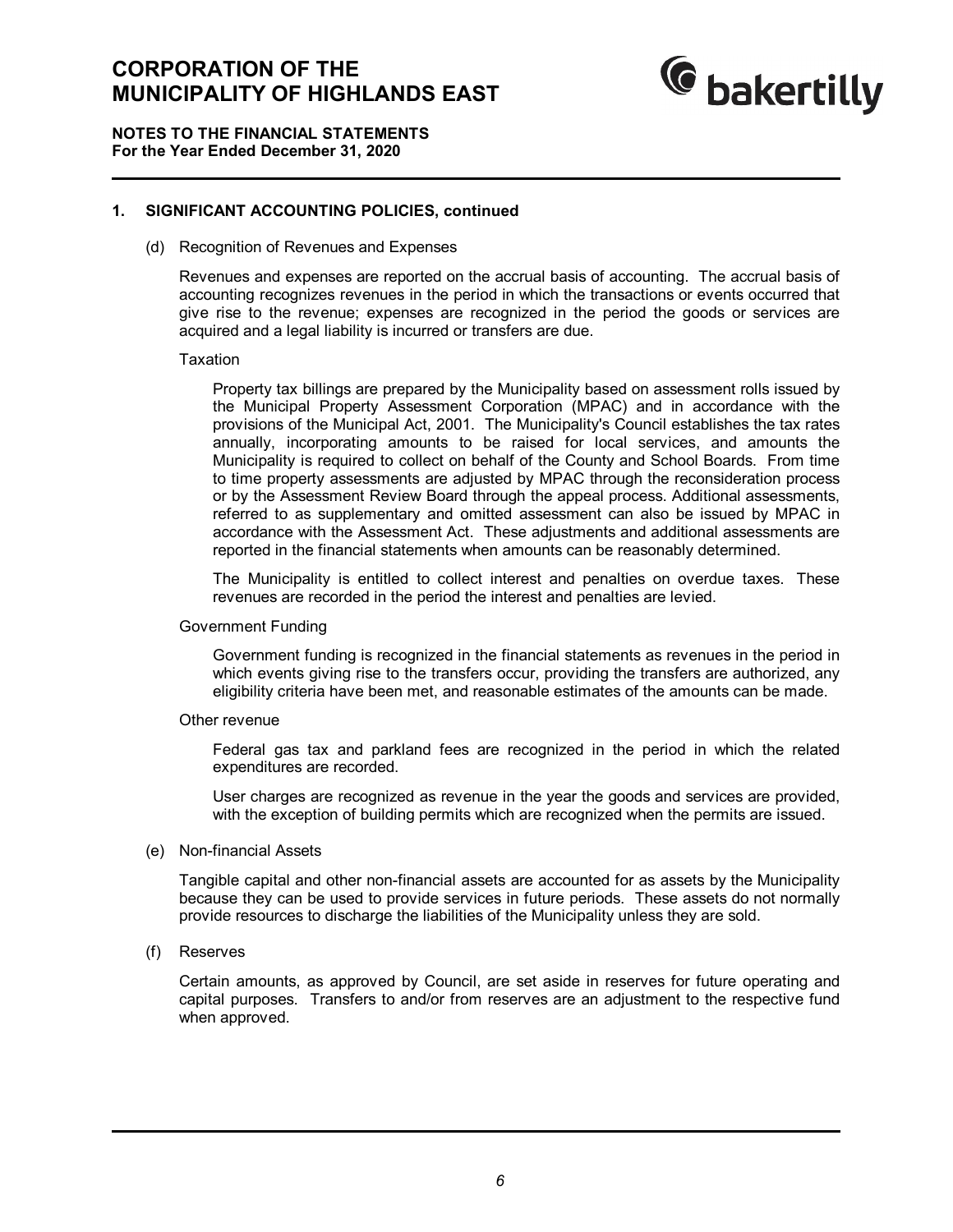## 1. SIGNIFICANT ACCOUNTING POLICIES, continued

(d) Recognition of Revenues and Expenses

Revenues and expenses are reported on the accrual basis of accounting. The accrual basis of accounting recognizes revenues in the period in which the transactions or events occurred that give rise to the revenue; expenses are recognized in the period the goods or services are acquired and a legal liability is incurred or transfers are due.

Taxation

Property tax billings are prepared by the Municipality based on assessment rolls issued by the Municipal Property Assessment Corporation (MPAC) and in accordance with the provisions of the Municipal Act, 2001. The Municipality's Council establishes the tax rates annually, incorporating amounts to be raised for local services, and amounts the Municipality is required to collect on behalf of the County and School Boards. From time to time property assessments are adjusted by MPAC through the reconsideration process or by the Assessment Review Board through the appeal process. Additional assessments, referred to as supplementary and omitted assessment can also be issued by MPAC in accordance with the Assessment Act. These adjustments and additional assessments are reported in the financial statements when amounts can be reasonably determined.

The Municipality is entitled to collect interest and penalties on overdue taxes. These revenues are recorded in the period the interest and penalties are levied.

Government Funding

Government funding is recognized in the financial statements as revenues in the period in which events giving rise to the transfers occur, providing the transfers are authorized, any eligibility criteria have been met, and reasonable estimates of the amounts can be made.

Other revenue

Federal gas tax and parkland fees are recognized in the period in which the related expenditures are recorded.

User charges are recognized as revenue in the year the goods and services are provided, with the exception of building permits which are recognized when the permits are issued.

(e) Non-financial Assets

Tangible capital and other non-financial assets are accounted for as assets by the Municipality because they can be used to provide services in future periods. These assets do not normally provide resources to discharge the liabilities of the Municipality unless they are sold.

(f) Reserves

Certain amounts, as approved by Council, are set aside in reserves for future operating and capital purposes. Transfers to and/or from reserves are an adjustment to the respective fund when approved.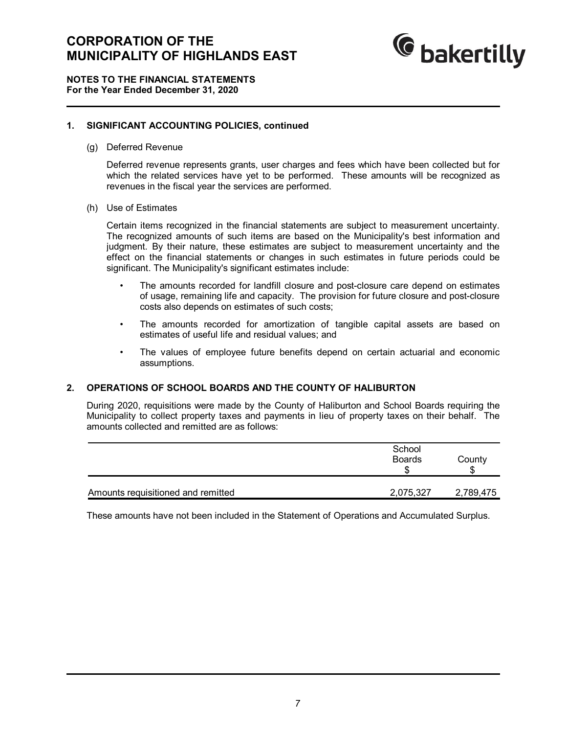## 1. SIGNIFICANT ACCOUNTING POLICIES, continued

(g) Deferred Revenue

Deferred revenue represents grants, user charges and fees which have been collected but for which the related services have yet to be performed. These amounts will be recognized as revenues in the fiscal year the services are performed.

(h) Use of Estimates

Certain items recognized in the financial statements are subject to measurement uncertainty. The recognized amounts of such items are based on the Municipality's best information and judgment. By their nature, these estimates are subject to measurement uncertainty and the effect on the financial statements or changes in such estimates in future periods could be significant. The Municipality's significant estimates include:

- The amounts recorded for landfill closure and post-closure care depend on estimates of usage, remaining life and capacity. The provision for future closure and post-closure costs also depends on estimates of such costs;
- The amounts recorded for amortization of tangible capital assets are based on estimates of useful life and residual values; and
- The values of employee future benefits depend on certain actuarial and economic assumptions.

## 2. OPERATIONS OF SCHOOL BOARDS AND THE COUNTY OF HALIBURTON

During 2020, requisitions were made by the County of Haliburton and School Boards requiring the Municipality to collect property taxes and payments in lieu of property taxes on their behalf. The amounts collected and remitted are as follows:

| | School Boards $ | County $ |
|---|---|---|
| Amounts requisitioned and remitted | 2,075,327 | 2,789,475 |

These amounts have not been included in the Statement of Operations and Accumulated Surplus.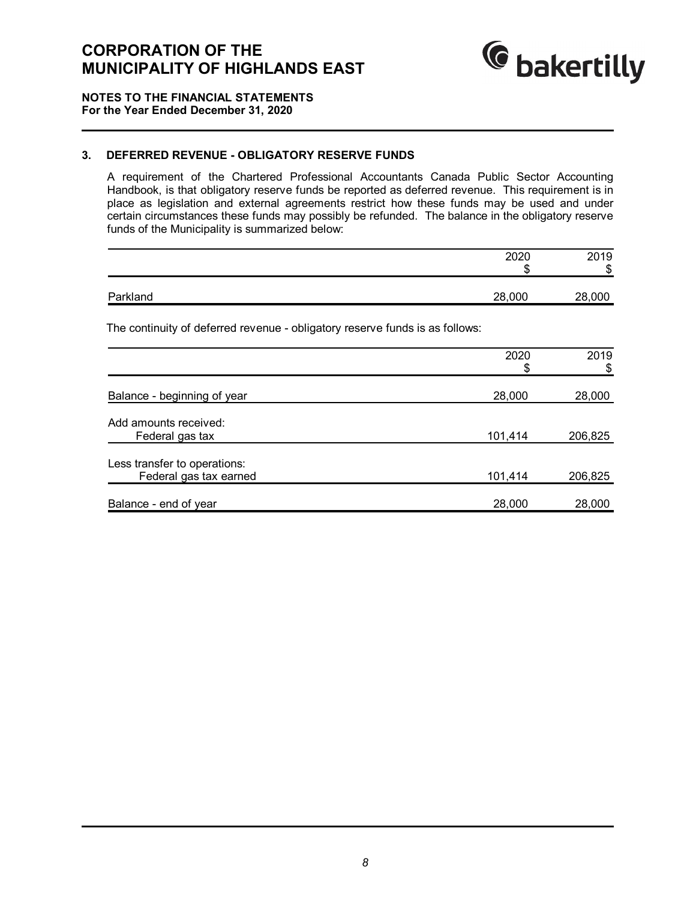# CORPORATION OF THE MUNICIPALITY OF HIGHLANDS EAST

**NOTES TO THE FINANCIAL STATEMENTS**
**For the Year Ended December 31, 2020**

## 3. DEFERRED REVENUE - OBLIGATORY RESERVE FUNDS

A requirement of the Chartered Professional Accountants Canada Public Sector Accounting Handbook, is that obligatory reserve funds be reported as deferred revenue. This requirement is in place as legislation and external agreements restrict how these funds may be used and under certain circumstances these funds may possibly be refunded. The balance in the obligatory reserve funds of the Municipality is summarized below:

| | 2020<br>$ | 2019<br>$ |
|---|---|---|
| Parkland | 28,000 | 28,000 |

The continuity of deferred revenue - obligatory reserve funds is as follows:

| | 2020<br>$ | 2019<br>$ |
|---|---|---|
| Balance - beginning of year | 28,000 | 28,000 |
| Add amounts received: | | |
| Federal gas tax | 101,414 | 206,825 |
| Less transfer to operations: | | |
| Federal gas tax earned | 101,414 | 206,825 |
| Balance - end of year | 28,000 | 28,000 |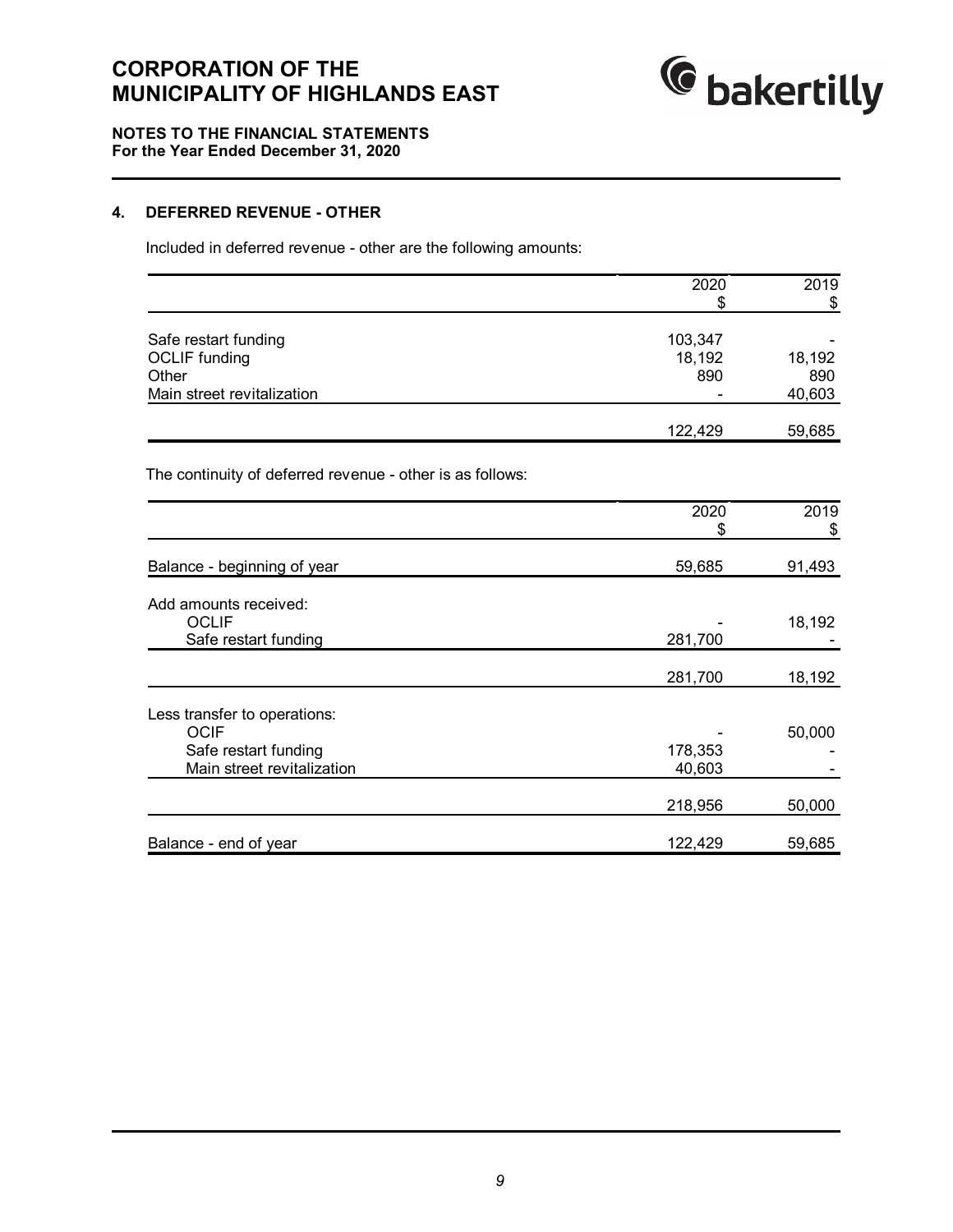# CORPORATION OF THE MUNICIPALITY OF HIGHLANDS EAST

**NOTES TO THE FINANCIAL STATEMENTS**
**For the Year Ended December 31, 2020**

## 4. DEFERRED REVENUE - OTHER

Included in deferred revenue - other are the following amounts:

| | 2020<br>$ | 2019<br>$ |
|---|---|---|
| Safe restart funding | 103,347 | - |
| OCLIF funding | 18,192 | 18,192 |
| Other | 890 | 890 |
| Main street revitalization | - | 40,603 |
| | 122,429 | 59,685 |

The continuity of deferred revenue - other is as follows:

| | 2020<br>$ | 2019<br>$ |
|---|---|---|
| Balance - beginning of year | 59,685 | 91,493 |
| Add amounts received: | | |
| OCLIF | - | 18,192 |
| Safe restart funding | 281,700 | - |
| | 281,700 | 18,192 |
| Less transfer to operations: | | |
| OCIF | - | 50,000 |
| Safe restart funding | 178,353 | - |
| Main street revitalization | 40,603 | - |
| | 218,956 | 50,000 |
| Balance - end of year | 122,429 | 59,685 |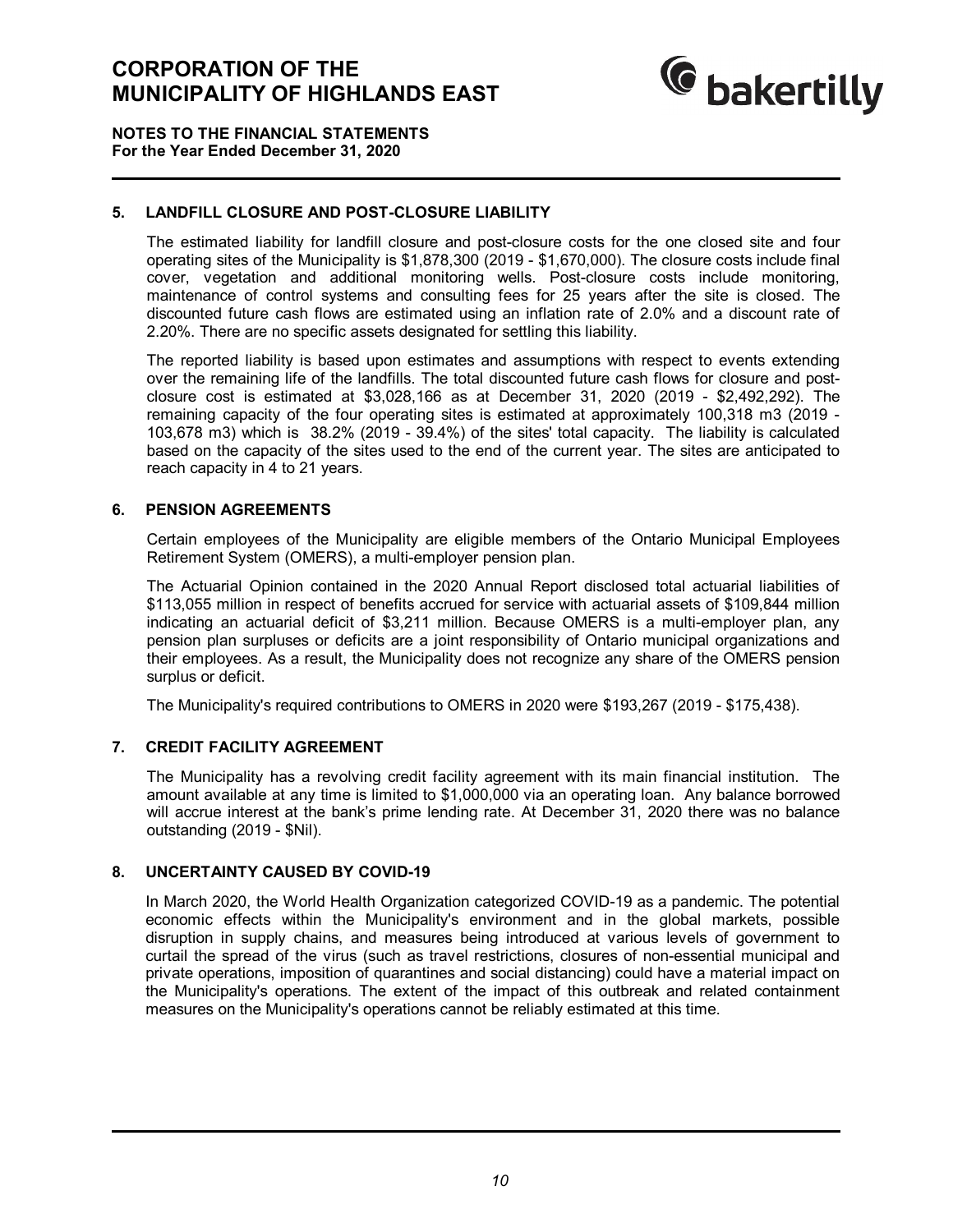## 5. LANDFILL CLOSURE AND POST-CLOSURE LIABILITY

The estimated liability for landfill closure and post-closure costs for the one closed site and four operating sites of the Municipality is $1,878,300 (2019 - $1,670,000). The closure costs include final cover, vegetation and additional monitoring wells. Post-closure costs include monitoring, maintenance of control systems and consulting fees for 25 years after the site is closed. The discounted future cash flows are estimated using an inflation rate of 2.0% and a discount rate of 2.20%. There are no specific assets designated for settling this liability.

The reported liability is based upon estimates and assumptions with respect to events extending over the remaining life of the landfills. The total discounted future cash flows for closure and post-closure cost is estimated at $3,028,166 as at December 31, 2020 (2019 - $2,492,292). The remaining capacity of the four operating sites is estimated at approximately 100,318 m3 (2019 - 103,678 m3) which is 38.2% (2019 - 39.4%) of the sites' total capacity. The liability is calculated based on the capacity of the sites used to the end of the current year. The sites are anticipated to reach capacity in 4 to 21 years.

## 6. PENSION AGREEMENTS

Certain employees of the Municipality are eligible members of the Ontario Municipal Employees Retirement System (OMERS), a multi-employer pension plan.

The Actuarial Opinion contained in the 2020 Annual Report disclosed total actuarial liabilities of $113,055 million in respect of benefits accrued for service with actuarial assets of $109,844 million indicating an actuarial deficit of $3,211 million. Because OMERS is a multi-employer plan, any pension plan surpluses or deficits are a joint responsibility of Ontario municipal organizations and their employees. As a result, the Municipality does not recognize any share of the OMERS pension surplus or deficit.

The Municipality's required contributions to OMERS in 2020 were $193,267 (2019 - $175,438).

## 7. CREDIT FACILITY AGREEMENT

The Municipality has a revolving credit facility agreement with its main financial institution. The amount available at any time is limited to $1,000,000 via an operating loan. Any balance borrowed will accrue interest at the bank's prime lending rate. At December 31, 2020 there was no balance outstanding (2019 - $Nil).

## 8. UNCERTAINTY CAUSED BY COVID-19

In March 2020, the World Health Organization categorized COVID-19 as a pandemic. The potential economic effects within the Municipality's environment and in the global markets, possible disruption in supply chains, and measures being introduced at various levels of government to curtail the spread of the virus (such as travel restrictions, closures of non-essential municipal and private operations, imposition of quarantines and social distancing) could have a material impact on the Municipality's operations. The extent of the impact of this outbreak and related containment measures on the Municipality's operations cannot be reliably estimated at this time.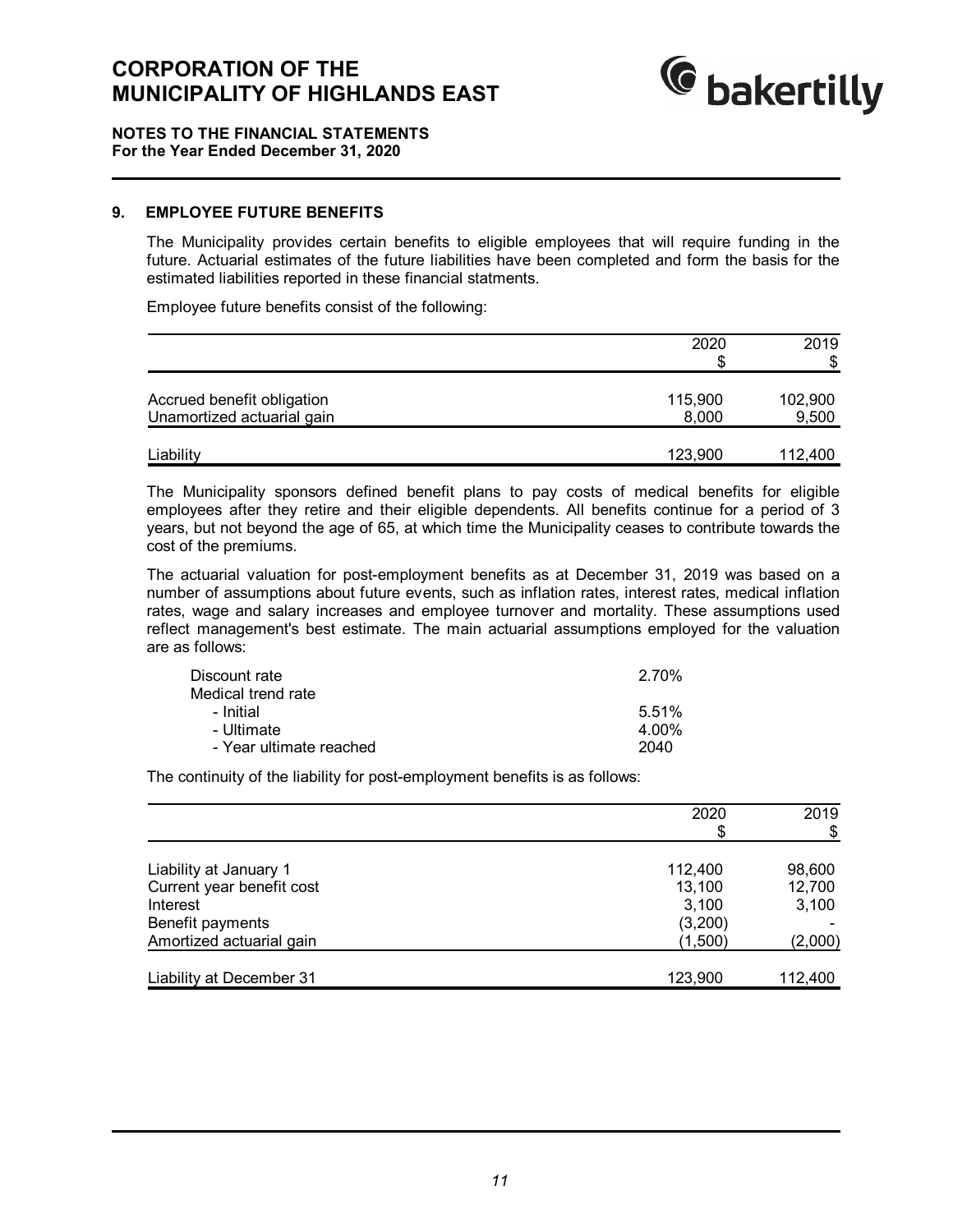## 9. EMPLOYEE FUTURE BENEFITS

The Municipality provides certain benefits to eligible employees that will require funding in the future. Actuarial estimates of the future liabilities have been completed and form the basis for the estimated liabilities reported in these financial statments.

Employee future benefits consist of the following:

| | 2020<br>$ | 2019<br>$ |
|---|---|---|
| Accrued benefit obligation | 115,900 | 102,900 |
| Unamortized actuarial gain | 8,000 | 9,500 |
| Liability | 123,900 | 112,400 |

The Municipality sponsors defined benefit plans to pay costs of medical benefits for eligible employees after they retire and their eligible dependents. All benefits continue for a period of 3 years, but not beyond the age of 65, at which time the Municipality ceases to contribute towards the cost of the premiums.

The actuarial valuation for post-employment benefits as at December 31, 2019 was based on a number of assumptions about future events, such as inflation rates, interest rates, medical inflation rates, wage and salary increases and employee turnover and mortality. These assumptions used reflect management's best estimate. The main actuarial assumptions employed for the valuation are as follows:

| | |
|---|---|
| Discount rate | 2.70% |
| Medical trend rate | |
| - Initial | 5.51% |
| - Ultimate | 4.00% |
| - Year ultimate reached | 2040 |

The continuity of the liability for post-employment benefits is as follows:

| | 2020<br>$ | 2019<br>$ |
|---|---|---|
| Liability at January 1 | 112,400 | 98,600 |
| Current year benefit cost | 13,100 | 12,700 |
| Interest | 3,100 | 3,100 |
| Benefit payments | (3,200) | - |
| Amortized actuarial gain | (1,500) | (2,000) |
| Liability at December 31 | 123,900 | 112,400 |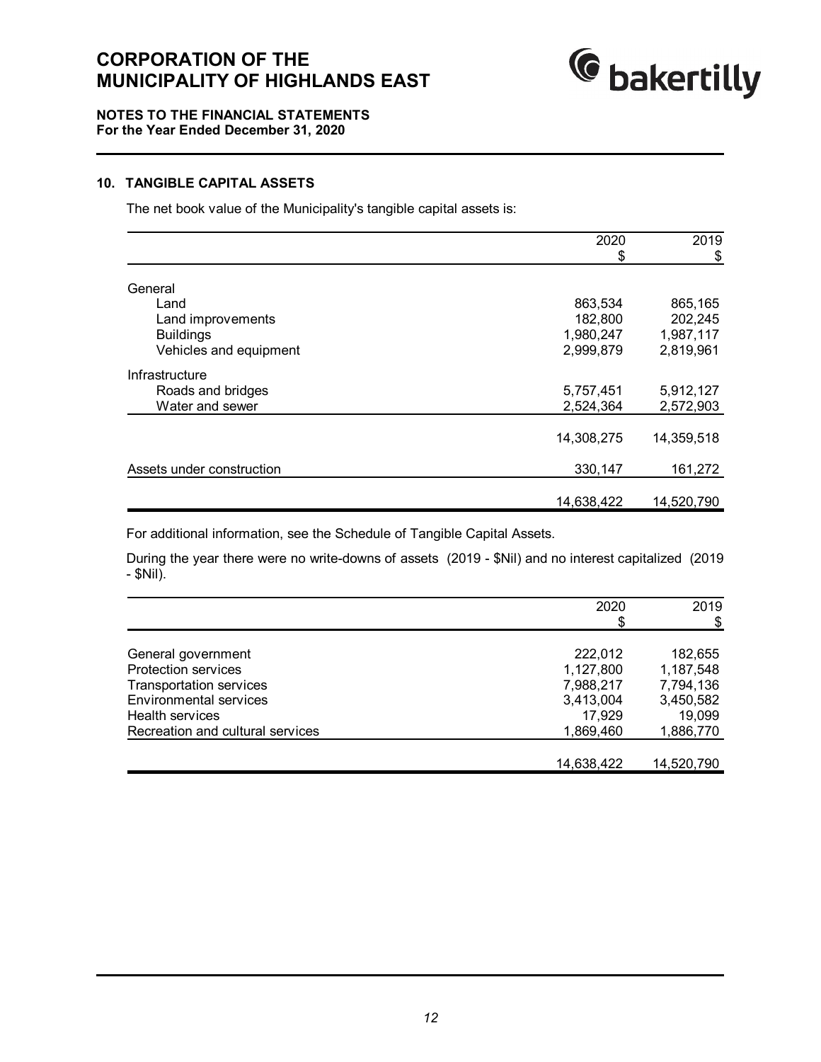# CORPORATION OF THE MUNICIPALITY OF HIGHLANDS EAST

**NOTES TO THE FINANCIAL STATEMENTS**
**For the Year Ended December 31, 2020**

## 10. TANGIBLE CAPITAL ASSETS

The net book value of the Municipality's tangible capital assets is:

| | 2020<br>$ | 2019<br>$ |
|---|---|---|
| General | | |
| Land | 863,534 | 865,165 |
| Land improvements | 182,800 | 202,245 |
| Buildings | 1,980,247 | 1,987,117 |
| Vehicles and equipment | 2,999,879 | 2,819,961 |
| Infrastructure | | |
| Roads and bridges | 5,757,451 | 5,912,127 |
| Water and sewer | 2,524,364 | 2,572,903 |
| | 14,308,275 | 14,359,518 |
| Assets under construction | 330,147 | 161,272 |
| | 14,638,422 | 14,520,790 |

For additional information, see the Schedule of Tangible Capital Assets.

During the year there were no write-downs of assets (2019 - $Nil) and no interest capitalized (2019 - $Nil).

| | 2020<br>$ | 2019<br>$ |
|---|---|---|
| General government | 222,012 | 182,655 |
| Protection services | 1,127,800 | 1,187,548 |
| Transportation services | 7,988,217 | 7,794,136 |
| Environmental services | 3,413,004 | 3,450,582 |
| Health services | 17,929 | 19,099 |
| Recreation and cultural services | 1,869,460 | 1,886,770 |
| | 14,638,422 | 14,520,790 |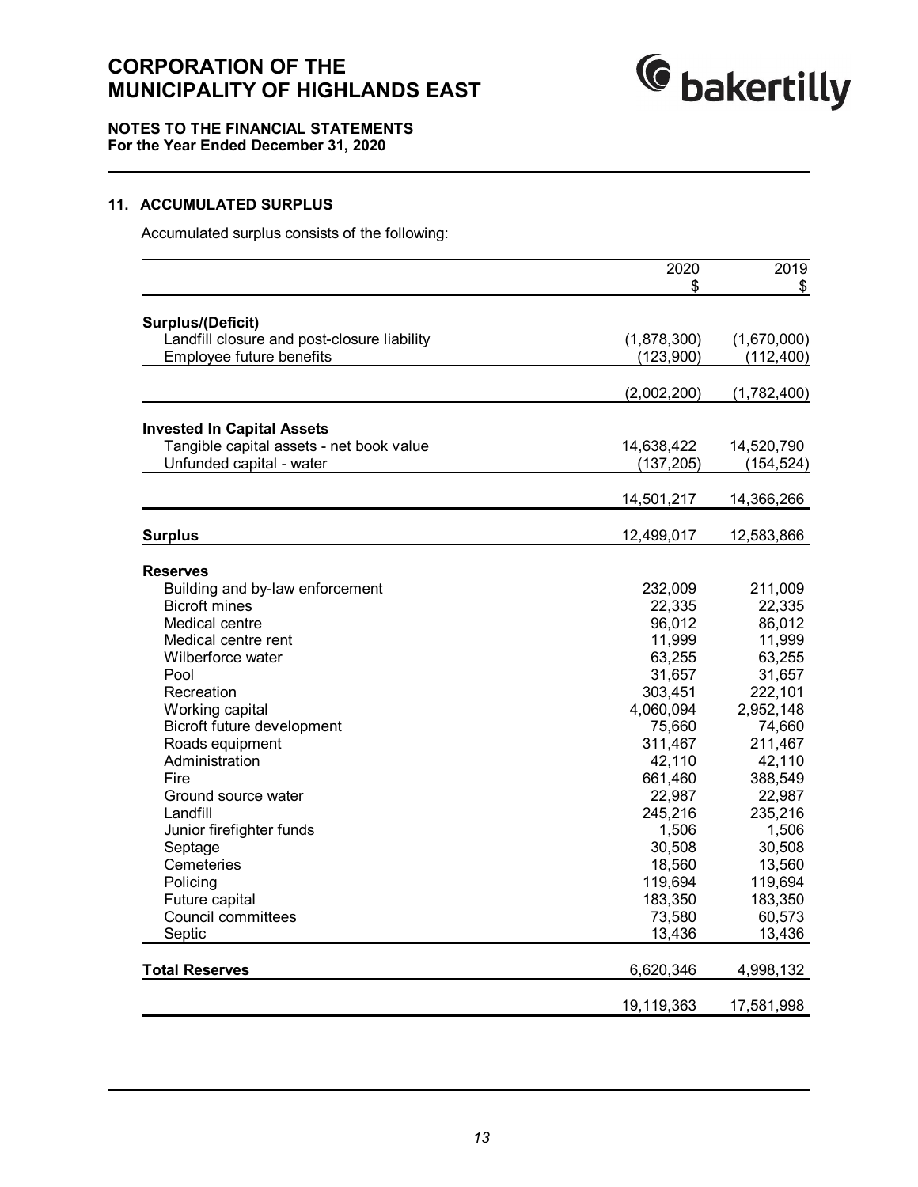# CORPORATION OF THE MUNICIPALITY OF HIGHLANDS EAST

**NOTES TO THE FINANCIAL STATEMENTS**
**For the Year Ended December 31, 2020**

## 11. ACCUMULATED SURPLUS

Accumulated surplus consists of the following:

| | 2020<br>$ | 2019<br>$ |
|---|---|---|
| **Surplus/(Deficit)** | | |
| Landfill closure and post-closure liability | (1,878,300) | (1,670,000) |
| Employee future benefits | (123,900) | (112,400) |
| | (2,002,200) | (1,782,400) |
| **Invested In Capital Assets** | | |
| Tangible capital assets - net book value | 14,638,422 | 14,520,790 |
| Unfunded capital - water | (137,205) | (154,524) |
| | 14,501,217 | 14,366,266 |
| **Surplus** | 12,499,017 | 12,583,866 |
| **Reserves** | | |
| Building and by-law enforcement | 232,009 | 211,009 |
| Bicroft mines | 22,335 | 22,335 |
| Medical centre | 96,012 | 86,012 |
| Medical centre rent | 11,999 | 11,999 |
| Wilberforce water | 63,255 | 63,255 |
| Pool | 31,657 | 31,657 |
| Recreation | 303,451 | 222,101 |
| Working capital | 4,060,094 | 2,952,148 |
| Bicroft future development | 75,660 | 74,660 |
| Roads equipment | 311,467 | 211,467 |
| Administration | 42,110 | 42,110 |
| Fire | 661,460 | 388,549 |
| Ground source water | 22,987 | 22,987 |
| Landfill | 245,216 | 235,216 |
| Junior firefighter funds | 1,506 | 1,506 |
| Septage | 30,508 | 30,508 |
| Cemeteries | 18,560 | 13,560 |
| Policing | 119,694 | 119,694 |
| Future capital | 183,350 | 183,350 |
| Council committees | 73,580 | 60,573 |
| Septic | 13,436 | 13,436 |
| **Total Reserves** | 6,620,346 | 4,998,132 |
| | 19,119,363 | 17,581,998 |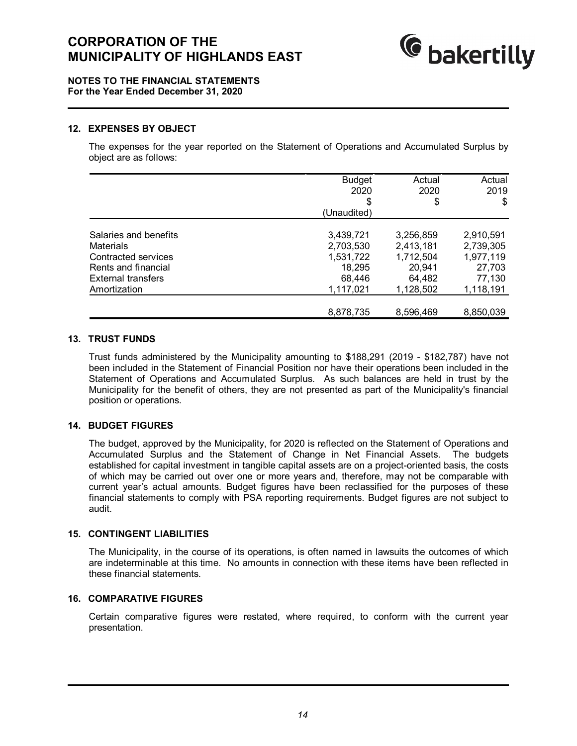# CORPORATION OF THE MUNICIPALITY OF HIGHLANDS EAST

**NOTES TO THE FINANCIAL STATEMENTS**
**For the Year Ended December 31, 2020**

## 12. EXPENSES BY OBJECT

The expenses for the year reported on the Statement of Operations and Accumulated Surplus by object are as follows:

| | Budget 2020 $ (Unaudited) | Actual 2020 $ | Actual 2019 $ |
|---|---|---|---|
| Salaries and benefits | 3,439,721 | 3,256,859 | 2,910,591 |
| Materials | 2,703,530 | 2,413,181 | 2,739,305 |
| Contracted services | 1,531,722 | 1,712,504 | 1,977,119 |
| Rents and financial | 18,295 | 20,941 | 27,703 |
| External transfers | 68,446 | 64,482 | 77,130 |
| Amortization | 1,117,021 | 1,128,502 | 1,118,191 |
| | 8,878,735 | 8,596,469 | 8,850,039 |

## 13. TRUST FUNDS

Trust funds administered by the Municipality amounting to $188,291 (2019 - $182,787) have not been included in the Statement of Financial Position nor have their operations been included in the Statement of Operations and Accumulated Surplus. As such balances are held in trust by the Municipality for the benefit of others, they are not presented as part of the Municipality's financial position or operations.

## 14. BUDGET FIGURES

The budget, approved by the Municipality, for 2020 is reflected on the Statement of Operations and Accumulated Surplus and the Statement of Change in Net Financial Assets. The budgets established for capital investment in tangible capital assets are on a project-oriented basis, the costs of which may be carried out over one or more years and, therefore, may not be comparable with current year's actual amounts. Budget figures have been reclassified for the purposes of these financial statements to comply with PSA reporting requirements. Budget figures are not subject to audit.

## 15. CONTINGENT LIABILITIES

The Municipality, in the course of its operations, is often named in lawsuits the outcomes of which are indeterminable at this time. No amounts in connection with these items have been reflected in these financial statements.

## 16. COMPARATIVE FIGURES

Certain comparative figures were restated, where required, to conform with the current year presentation.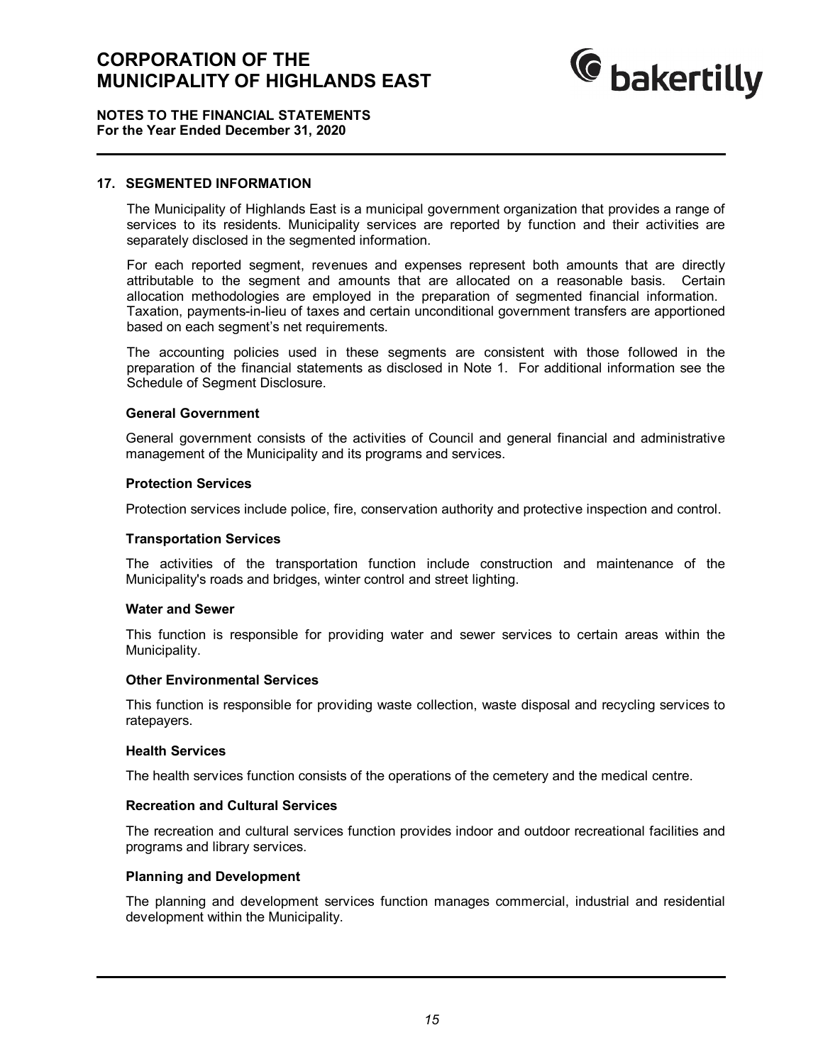## 17. SEGMENTED INFORMATION

The Municipality of Highlands East is a municipal government organization that provides a range of services to its residents. Municipality services are reported by function and their activities are separately disclosed in the segmented information.

For each reported segment, revenues and expenses represent both amounts that are directly attributable to the segment and amounts that are allocated on a reasonable basis. Certain allocation methodologies are employed in the preparation of segmented financial information. Taxation, payments-in-lieu of taxes and certain unconditional government transfers are apportioned based on each segment's net requirements.

The accounting policies used in these segments are consistent with those followed in the preparation of the financial statements as disclosed in Note 1. For additional information see the Schedule of Segment Disclosure.

### General Government

General government consists of the activities of Council and general financial and administrative management of the Municipality and its programs and services.

### Protection Services

Protection services include police, fire, conservation authority and protective inspection and control.

### Transportation Services

The activities of the transportation function include construction and maintenance of the Municipality's roads and bridges, winter control and street lighting.

### Water and Sewer

This function is responsible for providing water and sewer services to certain areas within the Municipality.

### Other Environmental Services

This function is responsible for providing waste collection, waste disposal and recycling services to ratepayers.

### Health Services

The health services function consists of the operations of the cemetery and the medical centre.

### Recreation and Cultural Services

The recreation and cultural services function provides indoor and outdoor recreational facilities and programs and library services.

### Planning and Development

The planning and development services function manages commercial, industrial and residential development within the Municipality.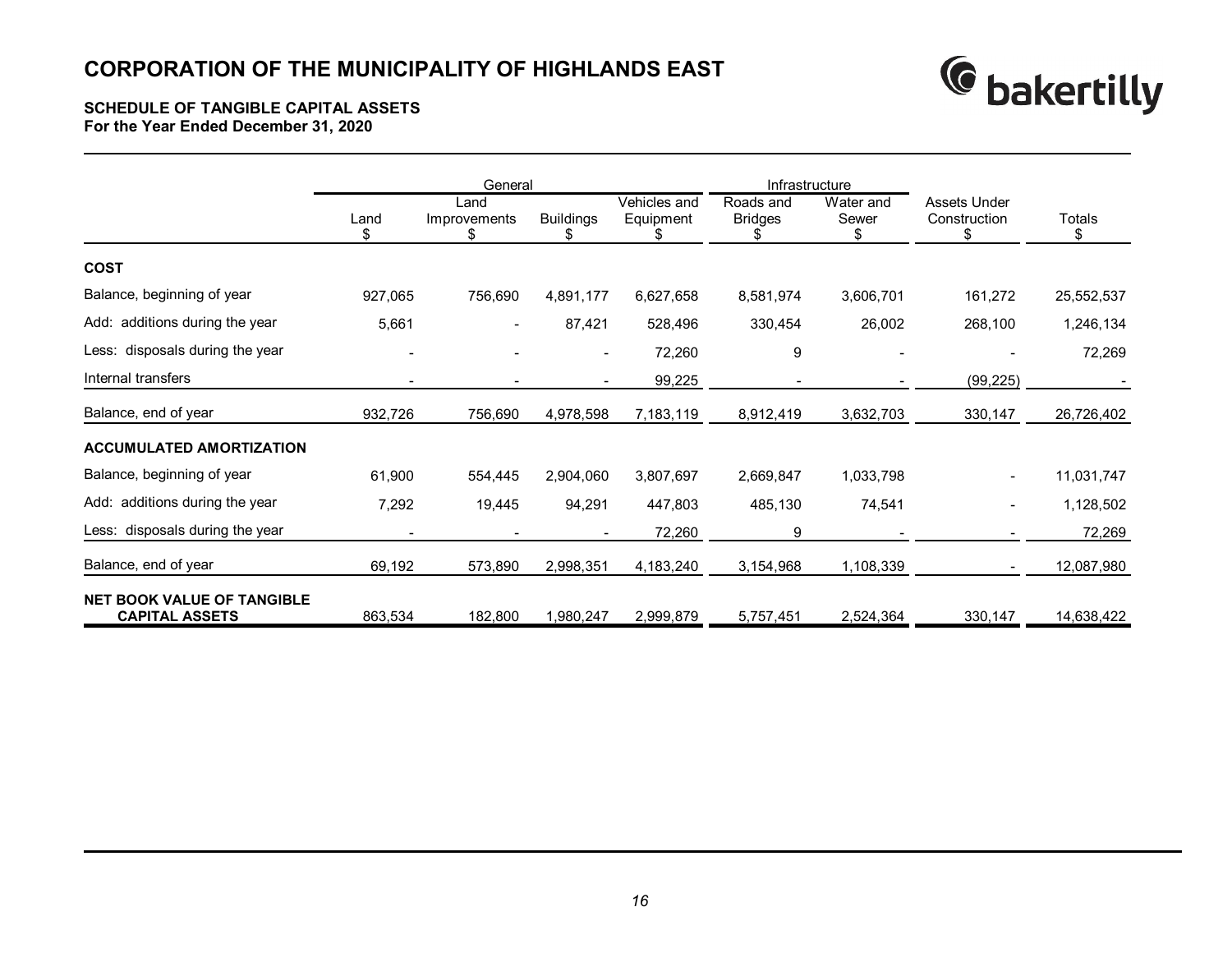# CORPORATION OF THE MUNICIPALITY OF HIGHLANDS EAST

**SCHEDULE OF TANGIBLE CAPITAL ASSETS**
**For the Year Ended December 31, 2020**

| | General | | | | Infrastructure | | | |
|---|---|---|---|---|---|---|---|---|
| | Land<br>$ | Land Improvements<br>$ | Buildings<br>$ | Vehicles and Equipment<br>$ | Roads and Bridges<br>$ | Water and Sewer<br>$ | Assets Under Construction<br>$ | Totals<br>$ |
| **COST** | | | | | | | | |
| Balance, beginning of year | 927,065 | 756,690 | 4,891,177 | 6,627,658 | 8,581,974 | 3,606,701 | 161,272 | 25,552,537 |
| Add: additions during the year | 5,661 | - | 87,421 | 528,496 | 330,454 | 26,002 | 268,100 | 1,246,134 |
| Less: disposals during the year | - | - | - | 72,260 | 9 | - | - | 72,269 |
| Internal transfers | - | - | - | 99,225 | - | - | (99,225) | - |
| Balance, end of year | 932,726 | 756,690 | 4,978,598 | 7,183,119 | 8,912,419 | 3,632,703 | 330,147 | 26,726,402 |
| **ACCUMULATED AMORTIZATION** | | | | | | | | |
| Balance, beginning of year | 61,900 | 554,445 | 2,904,060 | 3,807,697 | 2,669,847 | 1,033,798 | - | 11,031,747 |
| Add: additions during the year | 7,292 | 19,445 | 94,291 | 447,803 | 485,130 | 74,541 | - | 1,128,502 |
| Less: disposals during the year | - | - | - | 72,260 | 9 | - | - | 72,269 |
| Balance, end of year | 69,192 | 573,890 | 2,998,351 | 4,183,240 | 3,154,968 | 1,108,339 | - | 12,087,980 |
| **NET BOOK VALUE OF TANGIBLE CAPITAL ASSETS** | 863,534 | 182,800 | 1,980,247 | 2,999,879 | 5,757,451 | 2,524,364 | 330,147 | 14,638,422 |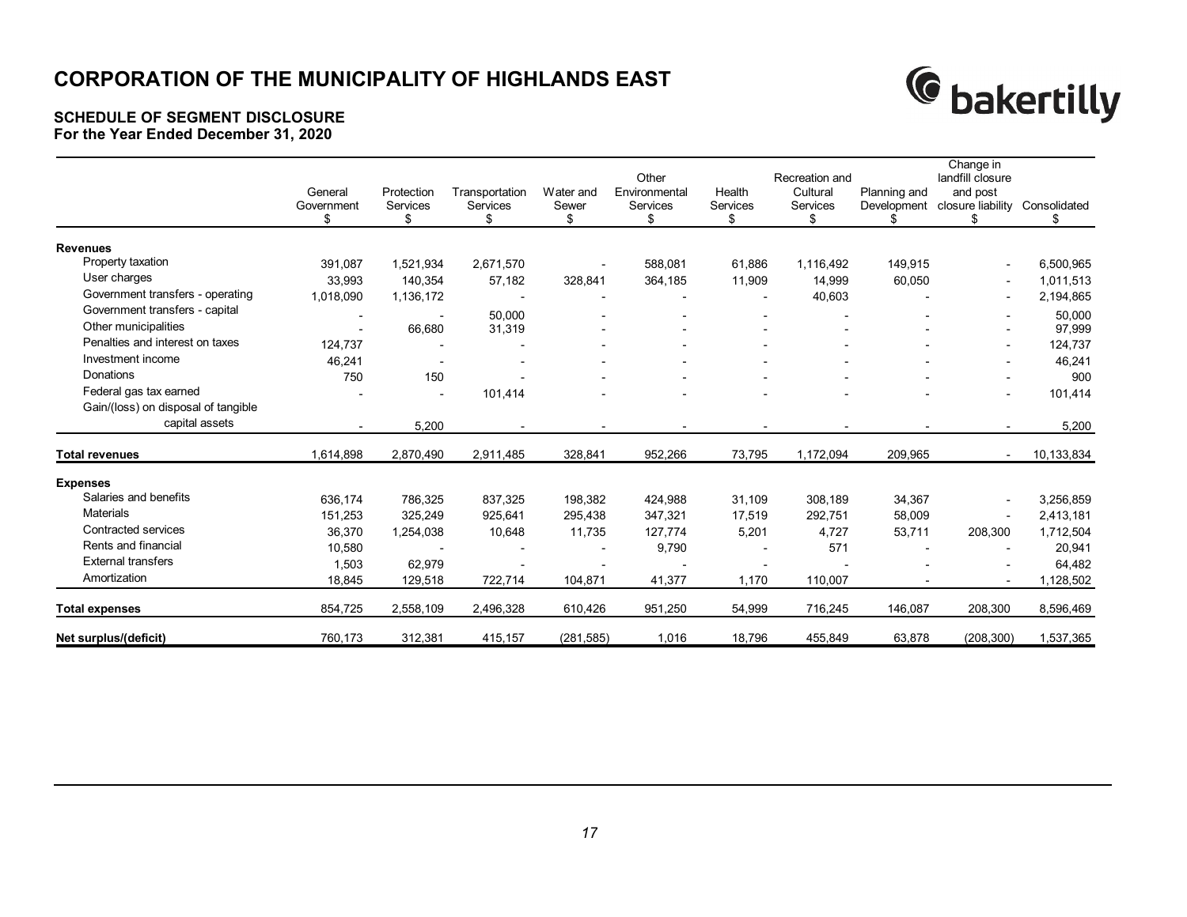# CORPORATION OF THE MUNICIPALITY OF HIGHLANDS EAST

## SCHEDULE OF SEGMENT DISCLOSURE
### For the Year Ended December 31, 2020

| | General Government $ | Protection Services $ | Transportation Services $ | Water and Sewer $ | Other Environmental Services $ | Health Services $ | Recreation and Cultural Services $ | Planning and Development $ | Change in landfill closure and post closure liability $ | Consolidated $ |
|---|---|---|---|---|---|---|---|---|---|---|
| **Revenues** | | | | | | | | | | |
| Property taxation | 391,087 | 1,521,934 | 2,671,570 | - | 588,081 | 61,886 | 1,116,492 | 149,915 | - | 6,500,965 |
| User charges | 33,993 | 140,354 | 57,182 | 328,841 | 364,185 | 11,909 | 14,999 | 60,050 | - | 1,011,513 |
| Government transfers - operating | 1,018,090 | 1,136,172 | - | - | - | - | 40,603 | - | - | 2,194,865 |
| Government transfers - capital | - | - | 50,000 | - | - | - | - | - | - | 50,000 |
| Other municipalities | - | 66,680 | 31,319 | - | - | - | - | - | - | 97,999 |
| Penalties and interest on taxes | 124,737 | - | - | - | - | - | - | - | - | 124,737 |
| Investment income | 46,241 | - | - | - | - | - | - | - | - | 46,241 |
| Donations | 750 | 150 | - | - | - | - | - | - | - | 900 |
| Federal gas tax earned | - | - | 101,414 | - | - | - | - | - | - | 101,414 |
| Gain/(loss) on disposal of tangible capital assets | - | 5,200 | - | - | - | - | - | - | - | 5,200 |
| **Total revenues** | 1,614,898 | 2,870,490 | 2,911,485 | 328,841 | 952,266 | 73,795 | 1,172,094 | 209,965 | - | 10,133,834 |
| **Expenses** | | | | | | | | | | |
| Salaries and benefits | 636,174 | 786,325 | 837,325 | 198,382 | 424,988 | 31,109 | 308,189 | 34,367 | - | 3,256,859 |
| Materials | 151,253 | 325,249 | 925,641 | 295,438 | 347,321 | 17,519 | 292,751 | 58,009 | - | 2,413,181 |
| Contracted services | 36,370 | 1,254,038 | 10,648 | 11,735 | 127,774 | 5,201 | 4,727 | 53,711 | 208,300 | 1,712,504 |
| Rents and financial | 10,580 | - | - | - | 9,790 | - | 571 | - | - | 20,941 |
| External transfers | 1,503 | 62,979 | - | - | - | - | - | - | - | 64,482 |
| Amortization | 18,845 | 129,518 | 722,714 | 104,871 | 41,377 | 1,170 | 110,007 | - | - | 1,128,502 |
| **Total expenses** | 854,725 | 2,558,109 | 2,496,328 | 610,426 | 951,250 | 54,999 | 716,245 | 146,087 | 208,300 | 8,596,469 |
| **Net surplus/(deficit)** | 760,173 | 312,381 | 415,157 | (281,585) | 1,016 | 18,796 | 455,849 | 63,878 | (208,300) | 1,537,365 |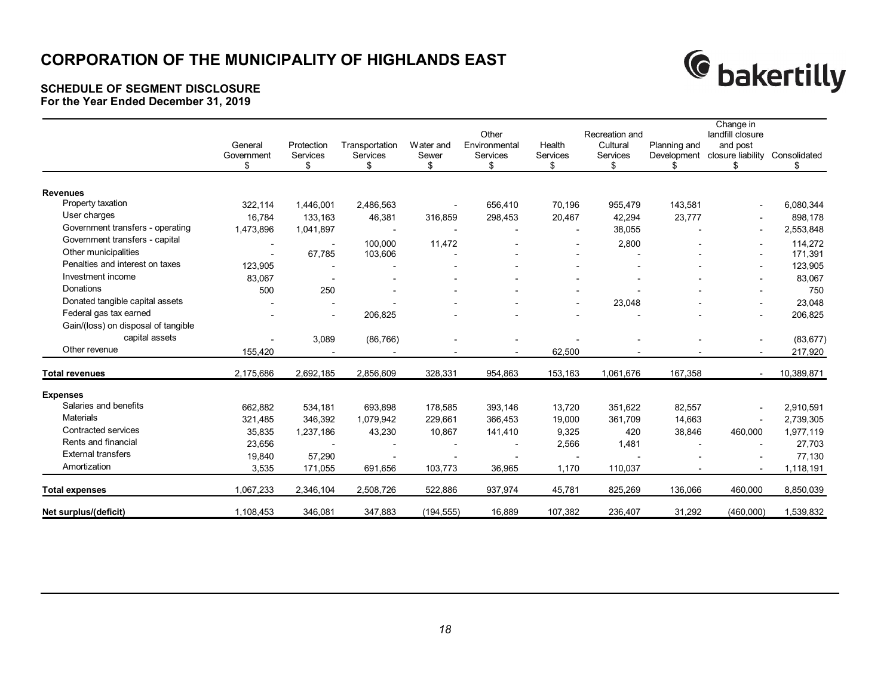# CORPORATION OF THE MUNICIPALITY OF HIGHLANDS EAST

## SCHEDULE OF SEGMENT DISCLOSURE
**For the Year Ended December 31, 2019**

| | General Government $ | Protection Services $ | Transportation Services $ | Water and Sewer $ | Other Environmental Services $ | Health Services $ | Recreation and Cultural Services $ | Planning and Development $ | Change in landfill closure and post closure liability $ | Consolidated $ |
|---|---|---|---|---|---|---|---|---|---|---|
| **Revenues** | | | | | | | | | | |
| Property taxation | 322,114 | 1,446,001 | 2,486,563 | - | 656,410 | 70,196 | 955,479 | 143,581 | - | 6,080,344 |
| User charges | 16,784 | 133,163 | 46,381 | 316,859 | 298,453 | 20,467 | 42,294 | 23,777 | - | 898,178 |
| Government transfers - operating | 1,473,896 | 1,041,897 | - | - | - | - | 38,055 | - | - | 2,553,848 |
| Government transfers - capital | - | - | 100,000 | 11,472 | - | - | 2,800 | - | - | 114,272 |
| Other municipalities | - | 67,785 | 103,606 | - | - | - | - | - | - | 171,391 |
| Penalties and interest on taxes | 123,905 | - | - | - | - | - | - | - | - | 123,905 |
| Investment income | 83,067 | - | - | - | - | - | - | - | - | 83,067 |
| Donations | 500 | 250 | - | - | - | - | - | - | - | 750 |
| Donated tangible capital assets | - | - | - | - | - | - | 23,048 | - | - | 23,048 |
| Federal gas tax earned | - | - | 206,825 | - | - | - | - | - | - | 206,825 |
| Gain/(loss) on disposal of tangible capital assets | - | 3,089 | (86,766) | - | - | - | - | - | - | (83,677) |
| Other revenue | 155,420 | - | - | - | - | 62,500 | - | - | - | 217,920 |
| **Total revenues** | 2,175,686 | 2,692,185 | 2,856,609 | 328,331 | 954,863 | 153,163 | 1,061,676 | 167,358 | - | 10,389,871 |
| **Expenses** | | | | | | | | | | |
| Salaries and benefits | 662,882 | 534,181 | 693,898 | 178,585 | 393,146 | 13,720 | 351,622 | 82,557 | - | 2,910,591 |
| Materials | 321,485 | 346,392 | 1,079,942 | 229,661 | 366,453 | 19,000 | 361,709 | 14,663 | - | 2,739,305 |
| Contracted services | 35,835 | 1,237,186 | 43,230 | 10,867 | 141,410 | 9,325 | 420 | 38,846 | 460,000 | 1,977,119 |
| Rents and financial | 23,656 | - | - | - | - | 2,566 | 1,481 | - | - | 27,703 |
| External transfers | 19,840 | 57,290 | - | - | - | - | - | - | - | 77,130 |
| Amortization | 3,535 | 171,055 | 691,656 | 103,773 | 36,965 | 1,170 | 110,037 | - | - | 1,118,191 |
| **Total expenses** | 1,067,233 | 2,346,104 | 2,508,726 | 522,886 | 937,974 | 45,781 | 825,269 | 136,066 | 460,000 | 8,850,039 |
| **Net surplus/(deficit)** | 1,108,453 | 346,081 | 347,883 | (194,555) | 16,889 | 107,382 | 236,407 | 31,292 | (460,000) | 1,539,832 |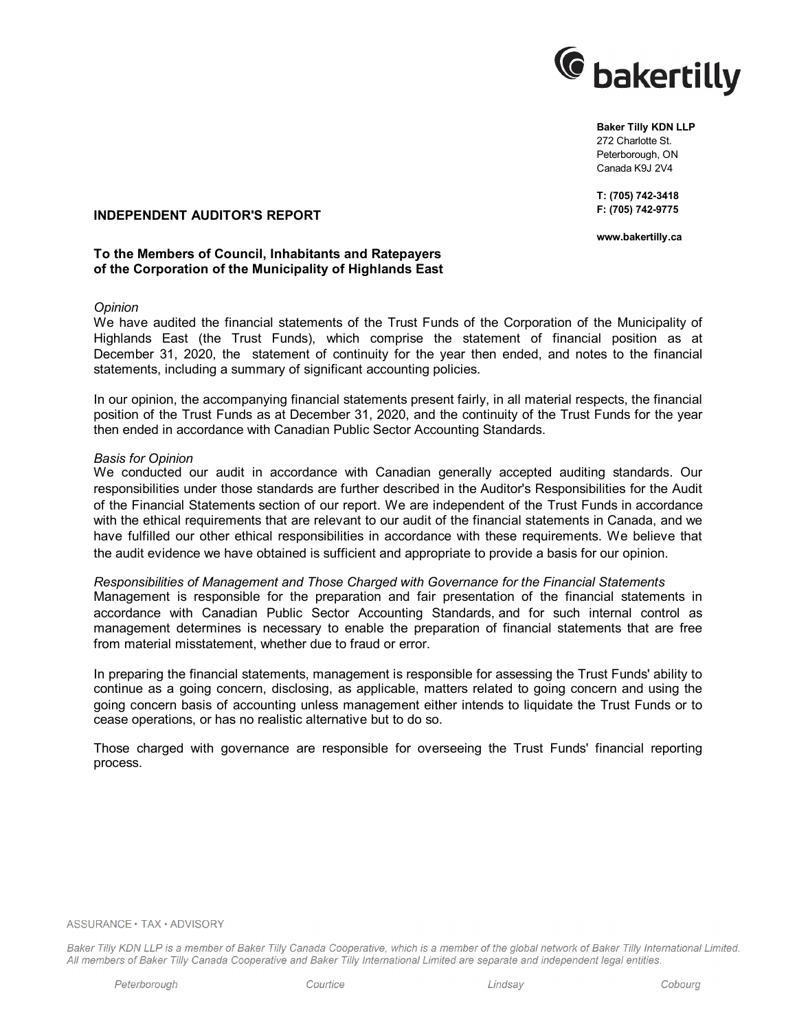**Baker Tilly KDN LLP**
272 Charlotte St.
Peterborough, ON
Canada K9J 2V4

**T: (705) 742-3418**
**F: (705) 742-9775**

**www.bakertilly.ca**

## INDEPENDENT AUDITOR'S REPORT

**To the Members of Council, Inhabitants and Ratepayers of the Corporation of the Municipality of Highlands East**

*Opinion*

We have audited the financial statements of the Trust Funds of the Corporation of the Municipality of Highlands East (the Trust Funds), which comprise the statement of financial position as at December 31, 2020, the statement of continuity for the year then ended, and notes to the financial statements, including a summary of significant accounting policies.

In our opinion, the accompanying financial statements present fairly, in all material respects, the financial position of the Trust Funds as at December 31, 2020, and the continuity of the Trust Funds for the year then ended in accordance with Canadian Public Sector Accounting Standards.

*Basis for Opinion*

We conducted our audit in accordance with Canadian generally accepted auditing standards. Our responsibilities under those standards are further described in the Auditor's Responsibilities for the Audit of the Financial Statements section of our report. We are independent of the Trust Funds in accordance with the ethical requirements that are relevant to our audit of the financial statements in Canada, and we have fulfilled our other ethical responsibilities in accordance with these requirements. We believe that the audit evidence we have obtained is sufficient and appropriate to provide a basis for our opinion.

*Responsibilities of Management and Those Charged with Governance for the Financial Statements*

Management is responsible for the preparation and fair presentation of the financial statements in accordance with Canadian Public Sector Accounting Standards, and for such internal control as management determines is necessary to enable the preparation of financial statements that are free from material misstatement, whether due to fraud or error.

In preparing the financial statements, management is responsible for assessing the Trust Funds' ability to continue as a going concern, disclosing, as applicable, matters related to going concern and using the going concern basis of accounting unless management either intends to liquidate the Trust Funds or to cease operations, or has no realistic alternative but to do so.

Those charged with governance are responsible for overseeing the Trust Funds' financial reporting process.

ASSURANCE • TAX • ADVISORY

*Baker Tilly KDN LLP is a member of Baker Tilly Canada Cooperative, which is a member of the global network of Baker Tilly International Limited. All members of Baker Tilly Canada Cooperative and Baker Tilly International Limited are separate and independent legal entities.*

*Peterborough* *Courtice* *Lindsay* *Cobourg*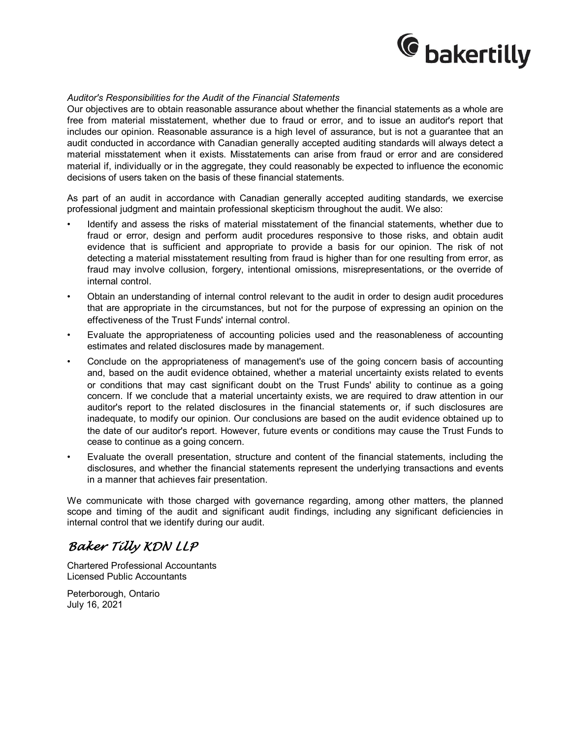*Auditor's Responsibilities for the Audit of the Financial Statements*

Our objectives are to obtain reasonable assurance about whether the financial statements as a whole are free from material misstatement, whether due to fraud or error, and to issue an auditor's report that includes our opinion. Reasonable assurance is a high level of assurance, but is not a guarantee that an audit conducted in accordance with Canadian generally accepted auditing standards will always detect a material misstatement when it exists. Misstatements can arise from fraud or error and are considered material if, individually or in the aggregate, they could reasonably be expected to influence the economic decisions of users taken on the basis of these financial statements.

As part of an audit in accordance with Canadian generally accepted auditing standards, we exercise professional judgment and maintain professional skepticism throughout the audit. We also:

- Identify and assess the risks of material misstatement of the financial statements, whether due to fraud or error, design and perform audit procedures responsive to those risks, and obtain audit evidence that is sufficient and appropriate to provide a basis for our opinion. The risk of not detecting a material misstatement resulting from fraud is higher than for one resulting from error, as fraud may involve collusion, forgery, intentional omissions, misrepresentations, or the override of internal control.
- Obtain an understanding of internal control relevant to the audit in order to design audit procedures that are appropriate in the circumstances, but not for the purpose of expressing an opinion on the effectiveness of the Trust Funds' internal control.
- Evaluate the appropriateness of accounting policies used and the reasonableness of accounting estimates and related disclosures made by management.
- Conclude on the appropriateness of management's use of the going concern basis of accounting and, based on the audit evidence obtained, whether a material uncertainty exists related to events or conditions that may cast significant doubt on the Trust Funds' ability to continue as a going concern. If we conclude that a material uncertainty exists, we are required to draw attention in our auditor's report to the related disclosures in the financial statements or, if such disclosures are inadequate, to modify our opinion. Our conclusions are based on the audit evidence obtained up to the date of our auditor's report. However, future events or conditions may cause the Trust Funds to cease to continue as a going concern.
- Evaluate the overall presentation, structure and content of the financial statements, including the disclosures, and whether the financial statements represent the underlying transactions and events in a manner that achieves fair presentation.

We communicate with those charged with governance regarding, among other matters, the planned scope and timing of the audit and significant audit findings, including any significant deficiencies in internal control that we identify during our audit.

*Baker Tilly KDN LLP*

Chartered Professional Accountants
Licensed Public Accountants

Peterborough, Ontario
July 16, 2021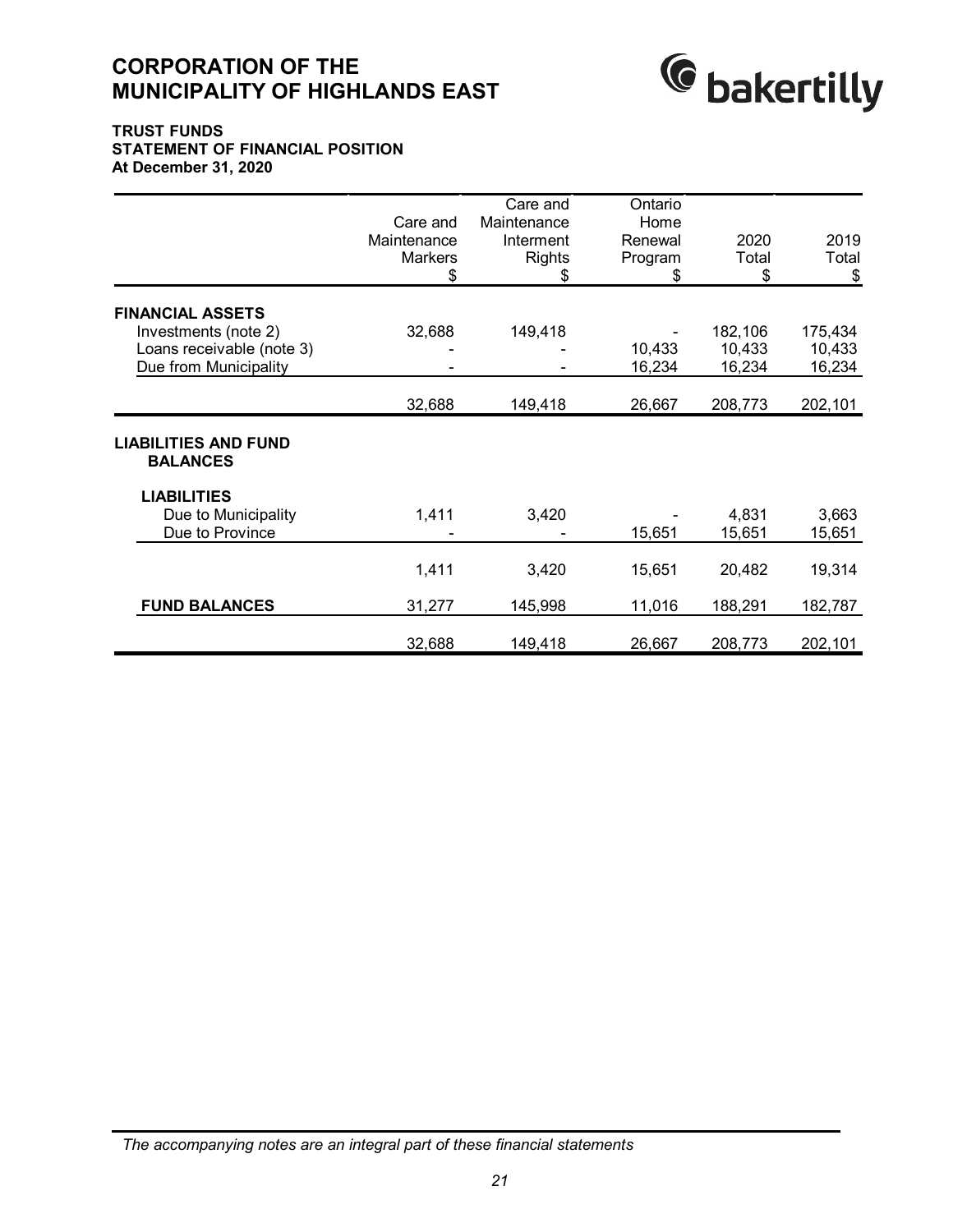# CORPORATION OF THE MUNICIPALITY OF HIGHLANDS EAST

**TRUST FUNDS**
**STATEMENT OF FINANCIAL POSITION**
**At December 31, 2020**

| | Care and Maintenance Markers $ | Care and Maintenance Interment Rights $ | Ontario Home Renewal Program $ | 2020 Total $ | 2019 Total $ |
|---|---|---|---|---|---|
| **FINANCIAL ASSETS** | | | | | |
| Investments (note 2) | 32,688 | 149,418 | - | 182,106 | 175,434 |
| Loans receivable (note 3) | - | - | 10,433 | 10,433 | 10,433 |
| Due from Municipality | - | - | 16,234 | 16,234 | 16,234 |
| | 32,688 | 149,418 | 26,667 | 208,773 | 202,101 |
| **LIABILITIES AND FUND BALANCES** | | | | | |
| **LIABILITIES** | | | | | |
| Due to Municipality | 1,411 | 3,420 | - | 4,831 | 3,663 |
| Due to Province | - | - | 15,651 | 15,651 | 15,651 |
| | 1,411 | 3,420 | 15,651 | 20,482 | 19,314 |
| **FUND BALANCES** | 31,277 | 145,998 | 11,016 | 188,291 | 182,787 |
| | 32,688 | 149,418 | 26,667 | 208,773 | 202,101 |

*The accompanying notes are an integral part of these financial statements*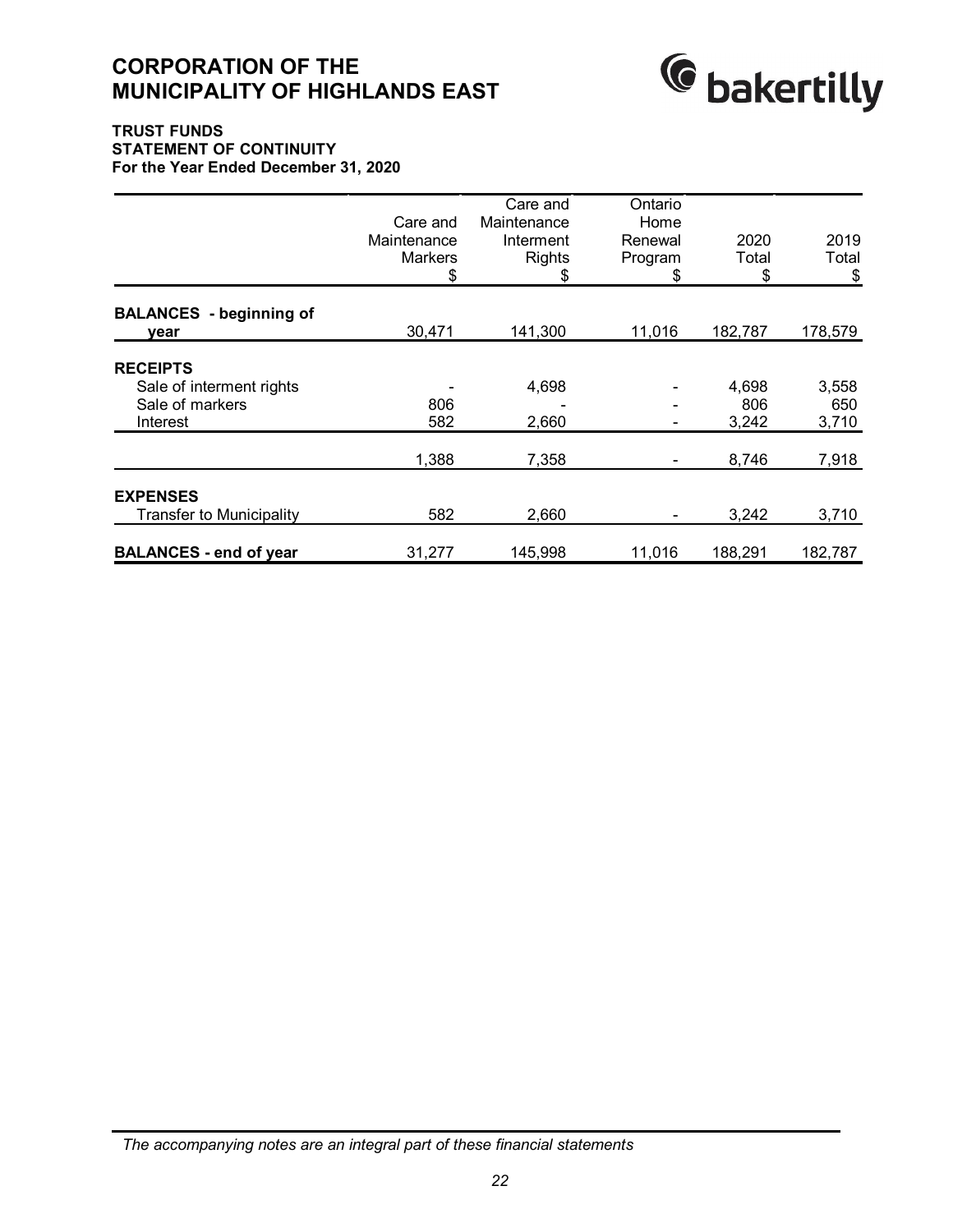# CORPORATION OF THE MUNICIPALITY OF HIGHLANDS EAST

### TRUST FUNDS
### STATEMENT OF CONTINUITY
### For the Year Ended December 31, 2020

| | Care and Maintenance Markers $ | Care and Maintenance Interment Rights $ | Ontario Home Renewal Program $ | 2020 Total $ | 2019 Total $ |
|---|---|---|---|---|---|
| **BALANCES - beginning of year** | 30,471 | 141,300 | 11,016 | 182,787 | 178,579 |
| **RECEIPTS** | | | | | |
| Sale of interment rights | - | 4,698 | - | 4,698 | 3,558 |
| Sale of markers | 806 | - | - | 806 | 650 |
| Interest | 582 | 2,660 | - | 3,242 | 3,710 |
| | 1,388 | 7,358 | - | 8,746 | 7,918 |
| **EXPENSES** | | | | | |
| Transfer to Municipality | 582 | 2,660 | - | 3,242 | 3,710 |
| **BALANCES - end of year** | 31,277 | 145,998 | 11,016 | 188,291 | 182,787 |

*The accompanying notes are an integral part of these financial statements*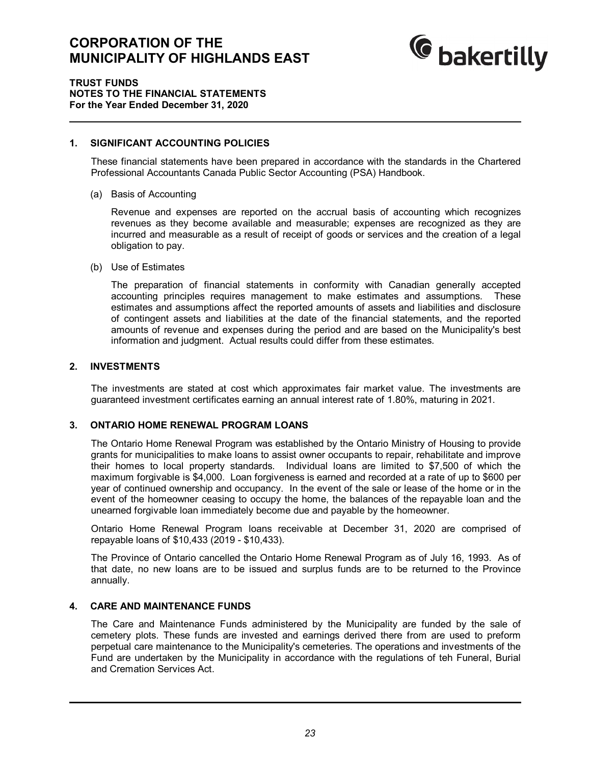# CORPORATION OF THE MUNICIPALITY OF HIGHLANDS EAST

**TRUST FUNDS**
**NOTES TO THE FINANCIAL STATEMENTS**
**For the Year Ended December 31, 2020**

## 1. SIGNIFICANT ACCOUNTING POLICIES

These financial statements have been prepared in accordance with the standards in the Chartered Professional Accountants Canada Public Sector Accounting (PSA) Handbook.

(a) Basis of Accounting

Revenue and expenses are reported on the accrual basis of accounting which recognizes revenues as they become available and measurable; expenses are recognized as they are incurred and measurable as a result of receipt of goods or services and the creation of a legal obligation to pay.

(b) Use of Estimates

The preparation of financial statements in conformity with Canadian generally accepted accounting principles requires management to make estimates and assumptions. These estimates and assumptions affect the reported amounts of assets and liabilities and disclosure of contingent assets and liabilities at the date of the financial statements, and the reported amounts of revenue and expenses during the period and are based on the Municipality's best information and judgment. Actual results could differ from these estimates.

## 2. INVESTMENTS

The investments are stated at cost which approximates fair market value. The investments are guaranteed investment certificates earning an annual interest rate of 1.80%, maturing in 2021.

## 3. ONTARIO HOME RENEWAL PROGRAM LOANS

The Ontario Home Renewal Program was established by the Ontario Ministry of Housing to provide grants for municipalities to make loans to assist owner occupants to repair, rehabilitate and improve their homes to local property standards. Individual loans are limited to $7,500 of which the maximum forgivable is $4,000. Loan forgiveness is earned and recorded at a rate of up to $600 per year of continued ownership and occupancy. In the event of the sale or lease of the home or in the event of the homeowner ceasing to occupy the home, the balances of the repayable loan and the unearned forgivable loan immediately become due and payable by the homeowner.

Ontario Home Renewal Program loans receivable at December 31, 2020 are comprised of repayable loans of $10,433 (2019 - $10,433).

The Province of Ontario cancelled the Ontario Home Renewal Program as of July 16, 1993. As of that date, no new loans are to be issued and surplus funds are to be returned to the Province annually.

## 4. CARE AND MAINTENANCE FUNDS

The Care and Maintenance Funds administered by the Municipality are funded by the sale of cemetery plots. These funds are invested and earnings derived there from are used to preform perpetual care maintenance to the Municipality's cemeteries. The operations and investments of the Fund are undertaken by the Municipality in accordance with the regulations of teh Funeral, Burial and Cremation Services Act.